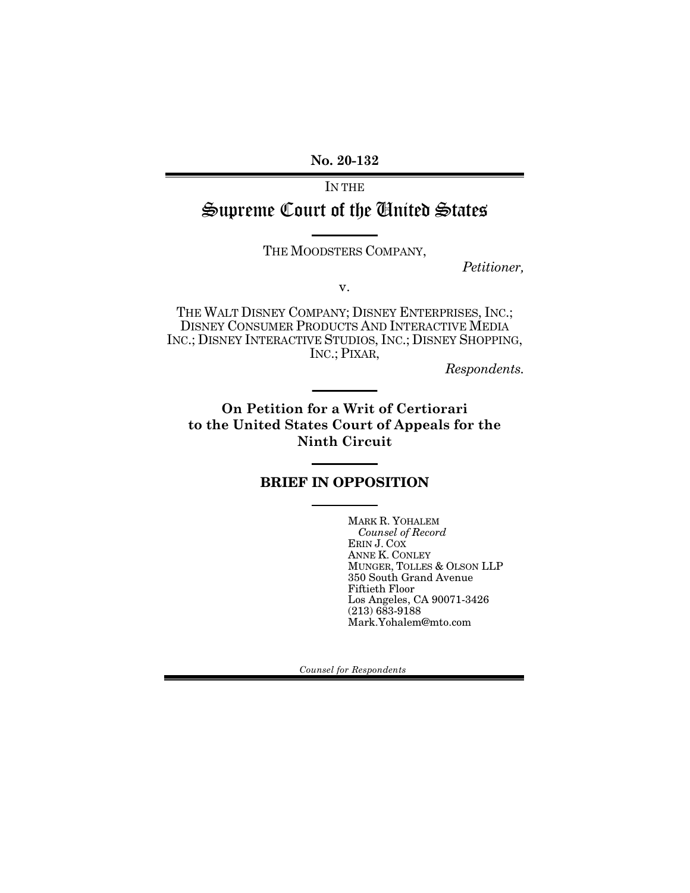**No. 20-132**

IN THE

# Supreme Court of the United States

THE MOODSTERS COMPANY,

*Petitioner,*

v.

THE WALT DISNEY COMPANY; DISNEY ENTERPRISES, INC.; DISNEY CONSUMER PRODUCTS AND INTERACTIVE MEDIA INC.; DISNEY INTERACTIVE STUDIOS, INC.; DISNEY SHOPPING, INC.; PIXAR,

*Respondents.*

**On Petition for a Writ of Certiorari to the United States Court of Appeals for the Ninth Circuit**

## BRIEF IN OPPOSITION

MARK R. YOHALEM
*Counsel of Record*
ERIN J. COX
ANNE K. CONLEY
MUNGER, TOLLES & OLSON LLP
350 South Grand Avenue
Fiftieth Floor
Los Angeles, CA 90071-3426
(213) 683-9188
Mark.Yohalem@mto.com

*Counsel for Respondents*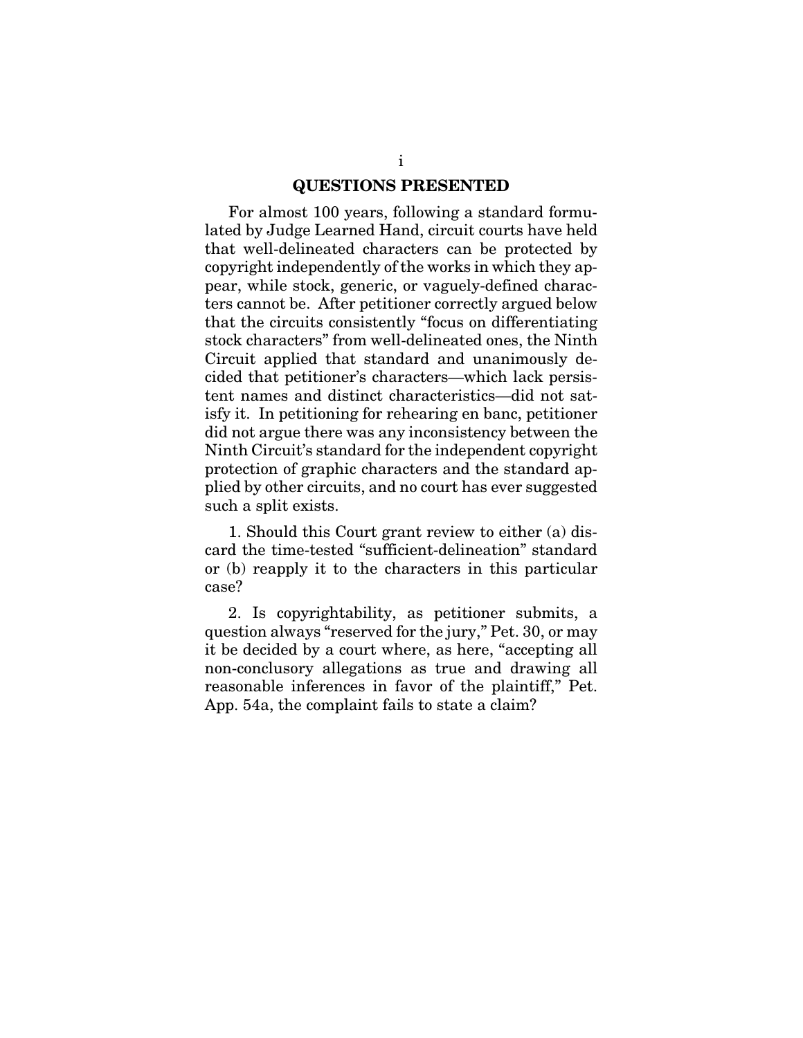## QUESTIONS PRESENTED

For almost 100 years, following a standard formulated by Judge Learned Hand, circuit courts have held that well-delineated characters can be protected by copyright independently of the works in which they appear, while stock, generic, or vaguely-defined characters cannot be. After petitioner correctly argued below that the circuits consistently "focus on differentiating stock characters" from well-delineated ones, the Ninth Circuit applied that standard and unanimously decided that petitioner's characters—which lack persistent names and distinct characteristics—did not satisfy it. In petitioning for rehearing en banc, petitioner did not argue there was any inconsistency between the Ninth Circuit's standard for the independent copyright protection of graphic characters and the standard applied by other circuits, and no court has ever suggested such a split exists.

1. Should this Court grant review to either (a) discard the time-tested "sufficient-delineation" standard or (b) reapply it to the characters in this particular case?

2. Is copyrightability, as petitioner submits, a question always "reserved for the jury," Pet. 30, or may it be decided by a court where, as here, "accepting all non-conclusory allegations as true and drawing all reasonable inferences in favor of the plaintiff," Pet. App. 54a, the complaint fails to state a claim?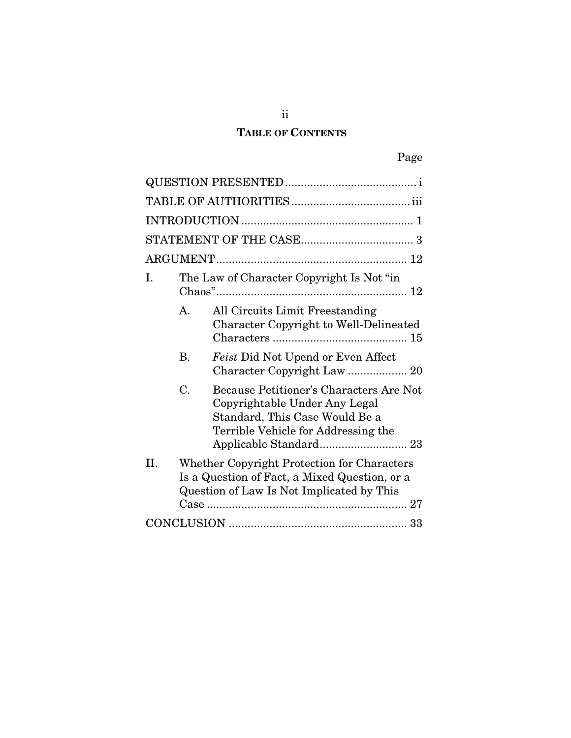## TABLE OF CONTENTS

| | Page |
|---|---|
| QUESTION PRESENTED | i |
| TABLE OF AUTHORITIES | iii |
| INTRODUCTION | 1 |
| STATEMENT OF THE CASE | 3 |
| ARGUMENT | 12 |
| I. The Law of Character Copyright Is Not "in Chaos" | 12 |
| A. All Circuits Limit Freestanding Character Copyright to Well-Delineated Characters | 15 |
| B. *Feist* Did Not Upend or Even Affect Character Copyright Law | 20 |
| C. Because Petitioner's Characters Are Not Copyrightable Under Any Legal Standard, This Case Would Be a Terrible Vehicle for Addressing the Applicable Standard | 23 |
| II. Whether Copyright Protection for Characters Is a Question of Fact, a Mixed Question, or a Question of Law Is Not Implicated by This Case | 27 |
| CONCLUSION | 33 |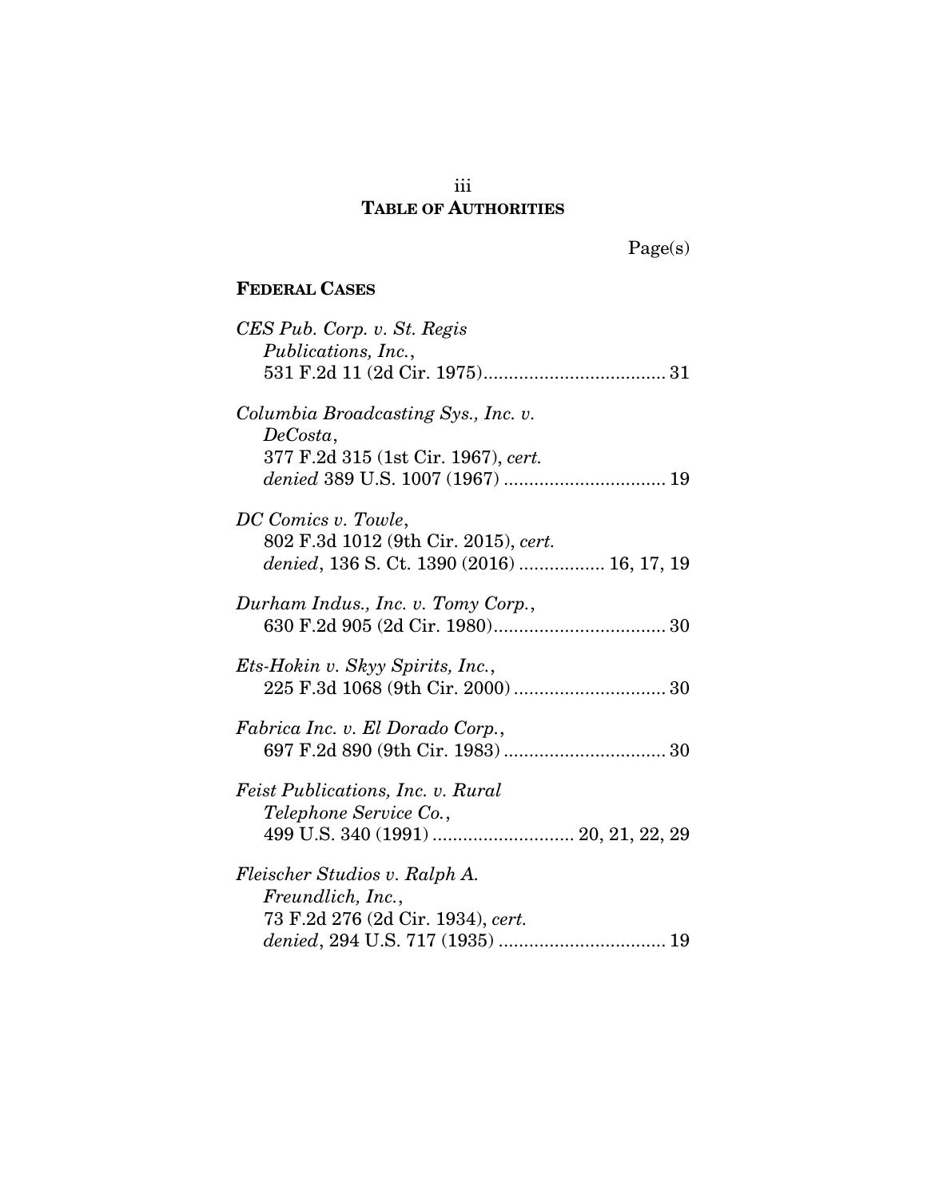# TABLE OF AUTHORITIES

Page(s)

## FEDERAL CASES

*CES Pub. Corp. v. St. Regis Publications, Inc.*, 531 F.2d 11 (2d Cir. 1975) .................................... 31

*Columbia Broadcasting Sys., Inc. v. DeCosta*, 377 F.2d 315 (1st Cir. 1967), *cert. denied* 389 U.S. 1007 (1967) ................................ 19

*DC Comics v. Towle*, 802 F.3d 1012 (9th Cir. 2015), *cert. denied*, 136 S. Ct. 1390 (2016) ................. 16, 17, 19

*Durham Indus., Inc. v. Tomy Corp.*, 630 F.2d 905 (2d Cir. 1980) .................................. 30

*Ets-Hokin v. Skyy Spirits, Inc.*, 225 F.3d 1068 (9th Cir. 2000) .............................. 30

*Fabrica Inc. v. El Dorado Corp.*, 697 F.2d 890 (9th Cir. 1983) ................................ 30

*Feist Publications, Inc. v. Rural Telephone Service Co.*, 499 U.S. 340 (1991) ............................ 20, 21, 22, 29

*Fleischer Studios v. Ralph A. Freundlich, Inc.*, 73 F.2d 276 (2d Cir. 1934), *cert. denied*, 294 U.S. 717 (1935) ................................. 19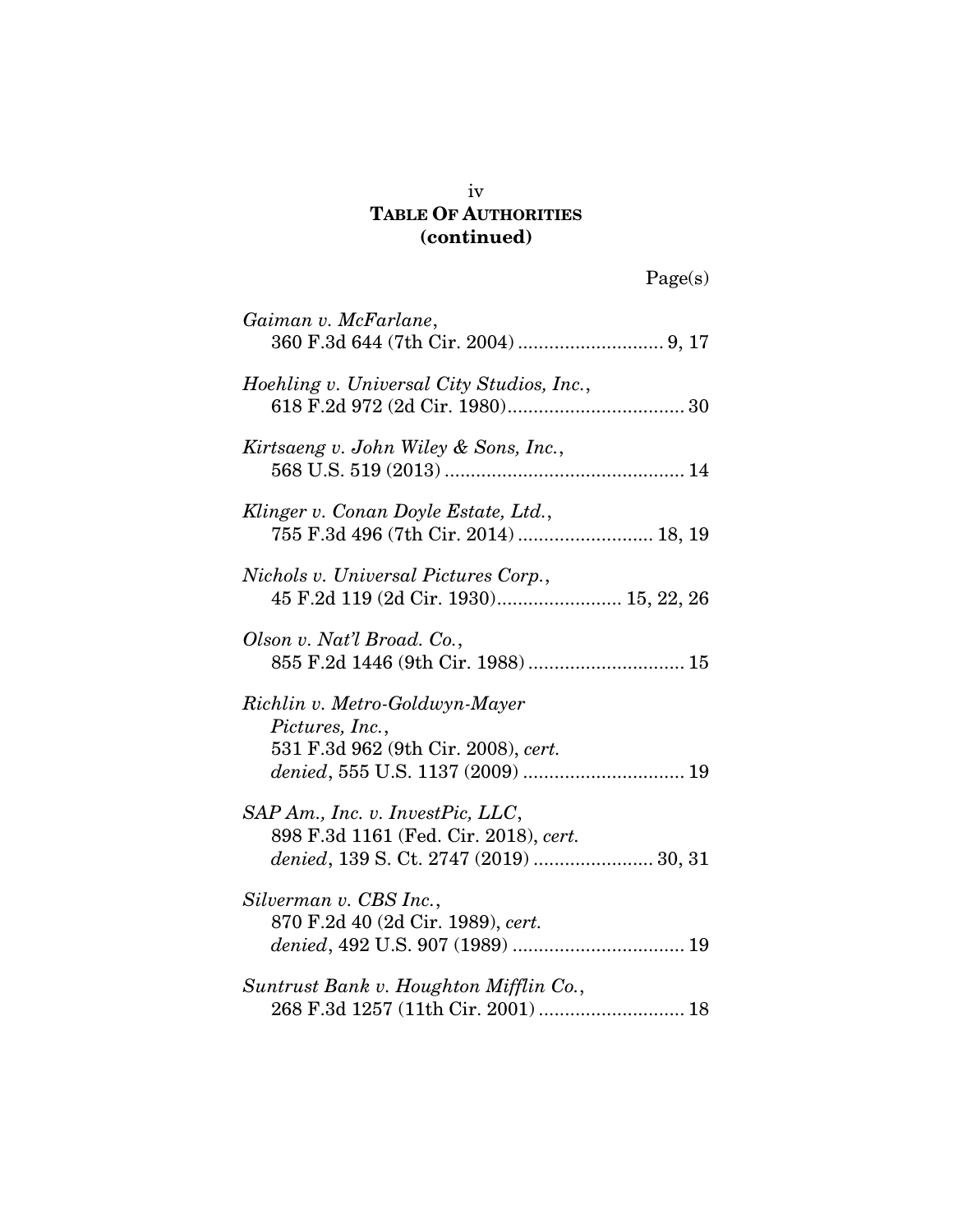**TABLE OF AUTHORITIES**
**(continued)**

Page(s)

*Gaiman v. McFarlane*,
360 F.3d 644 (7th Cir. 2004) ............................ 9, 17

*Hoehling v. Universal City Studios, Inc.*,
618 F.2d 972 (2d Cir. 1980).................................. 30

*Kirtsaeng v. John Wiley & Sons, Inc.*,
568 U.S. 519 (2013) .............................................. 14

*Klinger v. Conan Doyle Estate, Ltd.*,
755 F.3d 496 (7th Cir. 2014) .......................... 18, 19

*Nichols v. Universal Pictures Corp.*,
45 F.2d 119 (2d Cir. 1930)........................ 15, 22, 26

*Olson v. Nat'l Broad. Co.*,
855 F.2d 1446 (9th Cir. 1988) .............................. 15

*Richlin v. Metro-Goldwyn-Mayer Pictures, Inc.*,
531 F.3d 962 (9th Cir. 2008), *cert. denied*, 555 U.S. 1137 (2009) ............................... 19

*SAP Am., Inc. v. InvestPic, LLC*,
898 F.3d 1161 (Fed. Cir. 2018), *cert. denied*, 139 S. Ct. 2747 (2019) ....................... 30, 31

*Silverman v. CBS Inc.*,
870 F.2d 40 (2d Cir. 1989), *cert. denied*, 492 U.S. 907 (1989) ................................. 19

*Suntrust Bank v. Houghton Mifflin Co.*,
268 F.3d 1257 (11th Cir. 2001) ............................ 18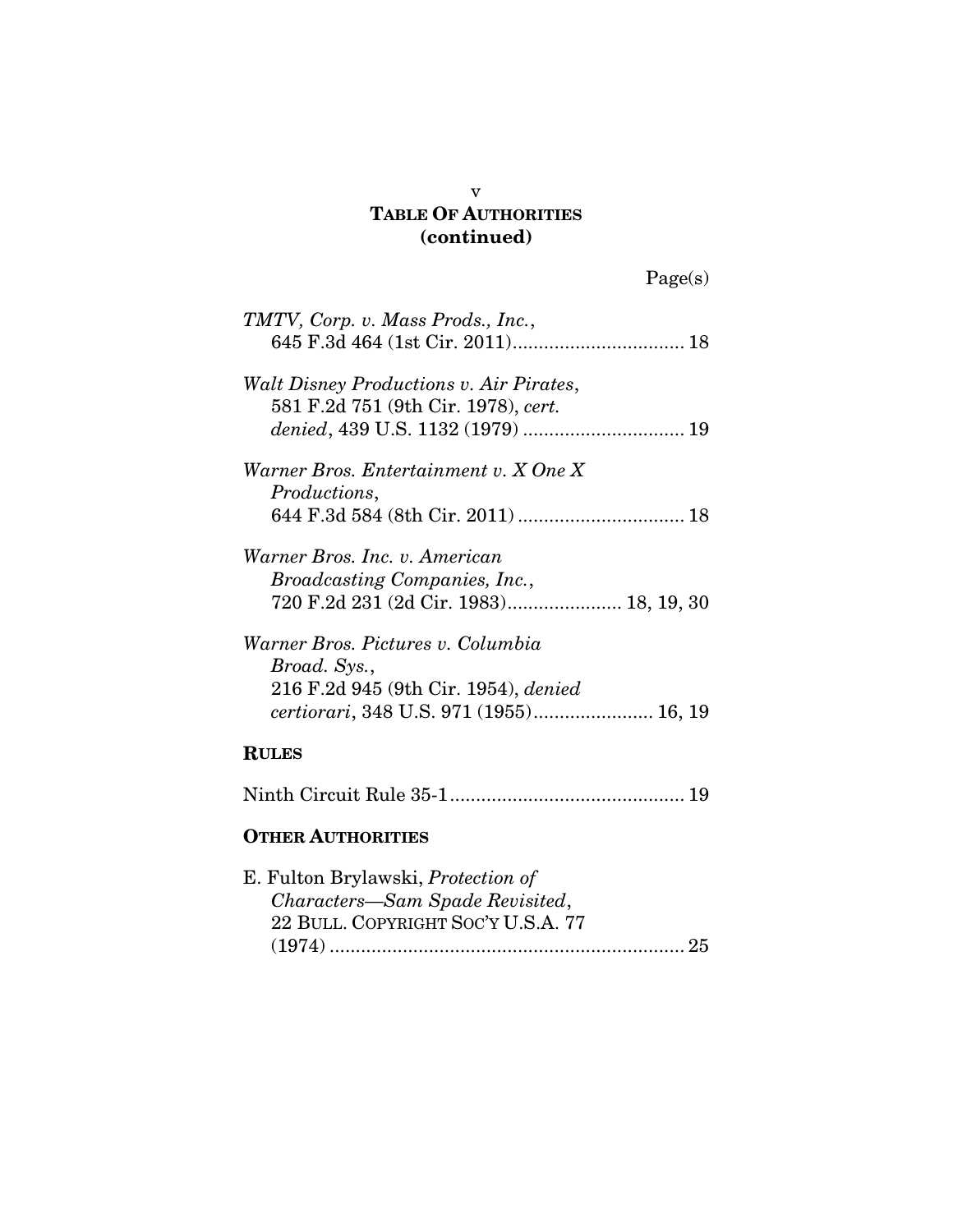# TABLE OF AUTHORITIES (continued)

Page(s)

*TMTV, Corp. v. Mass Prods., Inc.*, 645 F.3d 464 (1st Cir. 2011)................................. 18

*Walt Disney Productions v. Air Pirates*, 581 F.2d 751 (9th Cir. 1978), *cert. denied*, 439 U.S. 1132 (1979) ............................... 19

*Warner Bros. Entertainment v. X One X Productions*, 644 F.3d 584 (8th Cir. 2011) ................................ 18

*Warner Bros. Inc. v. American Broadcasting Companies, Inc.*, 720 F.2d 231 (2d Cir. 1983)...................... 18, 19, 30

*Warner Bros. Pictures v. Columbia Broad. Sys.*, 216 F.2d 945 (9th Cir. 1954), *denied certiorari*, 348 U.S. 971 (1955)....................... 16, 19

## RULES

Ninth Circuit Rule 35-1............................................. 19

## OTHER AUTHORITIES

E. Fulton Brylawski, *Protection of Characters—Sam Spade Revisited*, 22 BULL. COPYRIGHT SOC'Y U.S.A. 77 (1974) .................................................................... 25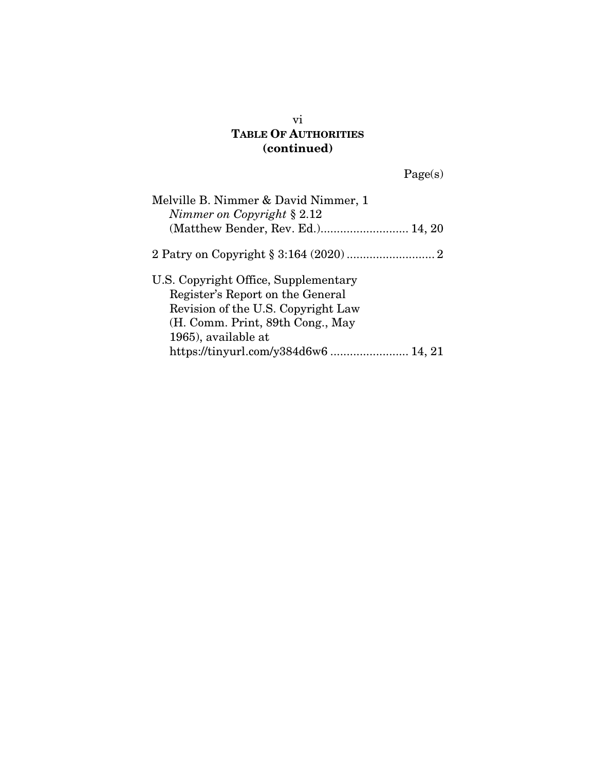**TABLE OF AUTHORITIES**
**(continued)**

Page(s)

Melville B. Nimmer & David Nimmer, 1
*Nimmer on Copyright* § 2.12
(Matthew Bender, Rev. Ed.)........................... 14, 20

2 Patry on Copyright § 3:164 (2020) ........................... 2

U.S. Copyright Office, Supplementary
Register's Report on the General
Revision of the U.S. Copyright Law
(H. Comm. Print, 89th Cong., May
1965), available at
https://tinyurl.com/y384d6w6 ........................ 14, 21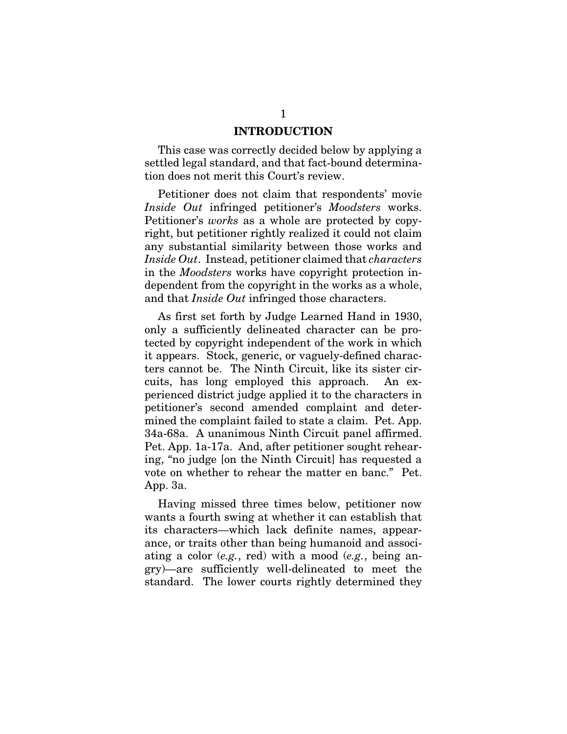# INTRODUCTION

This case was correctly decided below by applying a settled legal standard, and that fact-bound determination does not merit this Court's review.

Petitioner does not claim that respondents' movie *Inside Out* infringed petitioner's *Moodsters* works. Petitioner's *works* as a whole are protected by copyright, but petitioner rightly realized it could not claim any substantial similarity between those works and *Inside Out*. Instead, petitioner claimed that *characters* in the *Moodsters* works have copyright protection independent from the copyright in the works as a whole, and that *Inside Out* infringed those characters.

As first set forth by Judge Learned Hand in 1930, only a sufficiently delineated character can be protected by copyright independent of the work in which it appears. Stock, generic, or vaguely-defined characters cannot be. The Ninth Circuit, like its sister circuits, has long employed this approach. An experienced district judge applied it to the characters in petitioner's second amended complaint and determined the complaint failed to state a claim. Pet. App. 34a-68a. A unanimous Ninth Circuit panel affirmed. Pet. App. 1a-17a. And, after petitioner sought rehearing, "no judge [on the Ninth Circuit] has requested a vote on whether to rehear the matter en banc." Pet. App. 3a.

Having missed three times below, petitioner now wants a fourth swing at whether it can establish that its characters—which lack definite names, appearance, or traits other than being humanoid and associating a color (*e.g.*, red) with a mood (*e.g.*, being angry)—are sufficiently well-delineated to meet the standard. The lower courts rightly determined they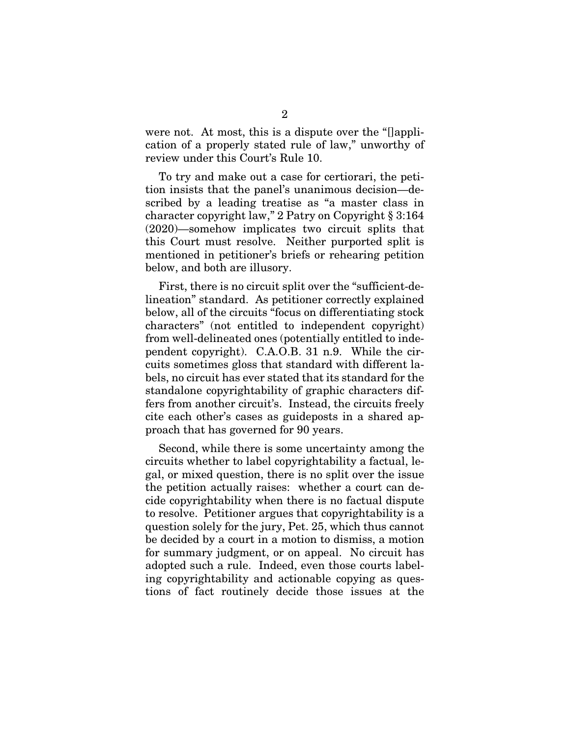were not. At most, this is a dispute over the "[]application of a properly stated rule of law," unworthy of review under this Court's Rule 10.

To try and make out a case for certiorari, the petition insists that the panel's unanimous decision—described by a leading treatise as "a master class in character copyright law," 2 Patry on Copyright § 3:164 (2020)—somehow implicates two circuit splits that this Court must resolve. Neither purported split is mentioned in petitioner's briefs or rehearing petition below, and both are illusory.

First, there is no circuit split over the "sufficient-delineation" standard. As petitioner correctly explained below, all of the circuits "focus on differentiating stock characters" (not entitled to independent copyright) from well-delineated ones (potentially entitled to independent copyright). C.A.O.B. 31 n.9. While the circuits sometimes gloss that standard with different labels, no circuit has ever stated that its standard for the standalone copyrightability of graphic characters differs from another circuit's. Instead, the circuits freely cite each other's cases as guideposts in a shared approach that has governed for 90 years.

Second, while there is some uncertainty among the circuits whether to label copyrightability a factual, legal, or mixed question, there is no split over the issue the petition actually raises: whether a court can decide copyrightability when there is no factual dispute to resolve. Petitioner argues that copyrightability is a question solely for the jury, Pet. 25, which thus cannot be decided by a court in a motion to dismiss, a motion for summary judgment, or on appeal. No circuit has adopted such a rule. Indeed, even those courts labeling copyrightability and actionable copying as questions of fact routinely decide those issues at the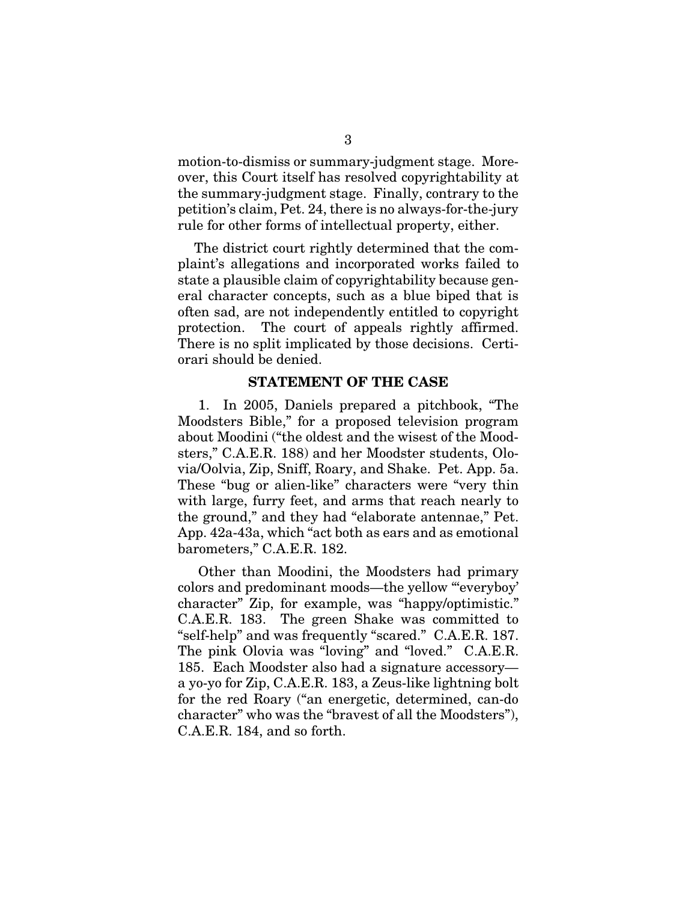motion-to-dismiss or summary-judgment stage. Moreover, this Court itself has resolved copyrightability at the summary-judgment stage. Finally, contrary to the petition's claim, Pet. 24, there is no always-for-the-jury rule for other forms of intellectual property, either.

The district court rightly determined that the complaint's allegations and incorporated works failed to state a plausible claim of copyrightability because general character concepts, such as a blue biped that is often sad, are not independently entitled to copyright protection. The court of appeals rightly affirmed. There is no split implicated by those decisions. Certiorari should be denied.

## STATEMENT OF THE CASE

1. In 2005, Daniels prepared a pitchbook, "The Moodsters Bible," for a proposed television program about Moodini ("the oldest and the wisest of the Moodsters," C.A.E.R. 188) and her Moodster students, Olovia/Oolvia, Zip, Sniff, Roary, and Shake. Pet. App. 5a. These "bug or alien-like" characters were "very thin with large, furry feet, and arms that reach nearly to the ground," and they had "elaborate antennae," Pet. App. 42a-43a, which "act both as ears and as emotional barometers," C.A.E.R. 182.

Other than Moodini, the Moodsters had primary colors and predominant moods—the yellow "'everyboy' character" Zip, for example, was "happy/optimistic." C.A.E.R. 183. The green Shake was committed to "self-help" and was frequently "scared." C.A.E.R. 187. The pink Olovia was "loving" and "loved." C.A.E.R. 185. Each Moodster also had a signature accessory—a yo-yo for Zip, C.A.E.R. 183, a Zeus-like lightning bolt for the red Roary ("an energetic, determined, can-do character" who was the "bravest of all the Moodsters"), C.A.E.R. 184, and so forth.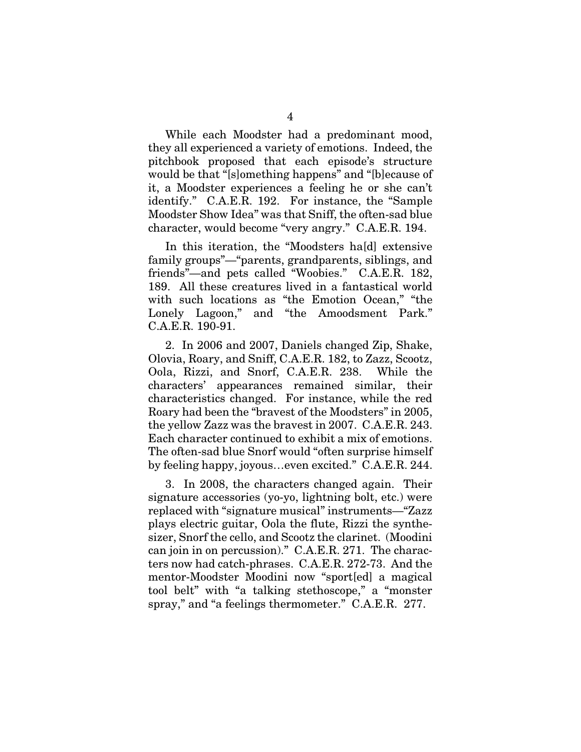While each Moodster had a predominant mood, they all experienced a variety of emotions. Indeed, the pitchbook proposed that each episode's structure would be that "[s]omething happens" and "[b]ecause of it, a Moodster experiences a feeling he or she can't identify." C.A.E.R. 192. For instance, the "Sample Moodster Show Idea" was that Sniff, the often-sad blue character, would become "very angry." C.A.E.R. 194.

In this iteration, the "Moodsters ha[d] extensive family groups"—"parents, grandparents, siblings, and friends"—and pets called "Woobies." C.A.E.R. 182, 189. All these creatures lived in a fantastical world with such locations as "the Emotion Ocean," "the Lonely Lagoon," and "the Amoodsment Park." C.A.E.R. 190-91.

2. In 2006 and 2007, Daniels changed Zip, Shake, Olovia, Roary, and Sniff, C.A.E.R. 182, to Zazz, Scootz, Oola, Rizzi, and Snorf, C.A.E.R. 238. While the characters' appearances remained similar, their characteristics changed. For instance, while the red Roary had been the "bravest of the Moodsters" in 2005, the yellow Zazz was the bravest in 2007. C.A.E.R. 243. Each character continued to exhibit a mix of emotions. The often-sad blue Snorf would "often surprise himself by feeling happy, joyous…even excited." C.A.E.R. 244.

3. In 2008, the characters changed again. Their signature accessories (yo-yo, lightning bolt, etc.) were replaced with "signature musical" instruments—"Zazz plays electric guitar, Oola the flute, Rizzi the synthesizer, Snorf the cello, and Scootz the clarinet. (Moodini can join in on percussion)." C.A.E.R. 271. The characters now had catch-phrases. C.A.E.R. 272-73. And the mentor-Moodster Moodini now "sport[ed] a magical tool belt" with "a talking stethoscope," a "monster spray," and "a feelings thermometer." C.A.E.R. 277.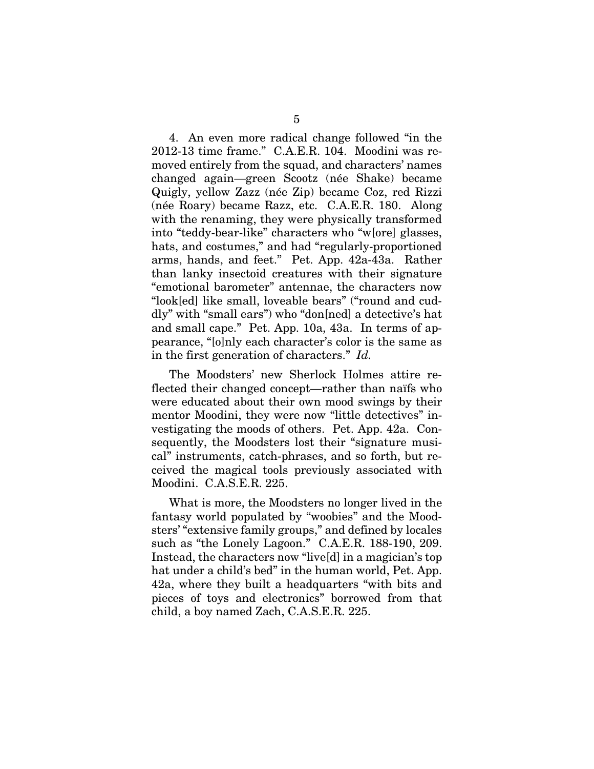4. An even more radical change followed "in the 2012-13 time frame." C.A.E.R. 104. Moodini was removed entirely from the squad, and characters' names changed again—green Scootz (née Shake) became Quigly, yellow Zazz (née Zip) became Coz, red Rizzi (née Roary) became Razz, etc. C.A.E.R. 180. Along with the renaming, they were physically transformed into "teddy-bear-like" characters who "w[ore] glasses, hats, and costumes," and had "regularly-proportioned arms, hands, and feet." Pet. App. 42a-43a. Rather than lanky insectoid creatures with their signature "emotional barometer" antennae, the characters now "look[ed] like small, loveable bears" ("round and cuddly" with "small ears") who "don[ned] a detective's hat and small cape." Pet. App. 10a, 43a. In terms of appearance, "[o]nly each character's color is the same as in the first generation of characters." *Id.*

The Moodsters' new Sherlock Holmes attire reflected their changed concept—rather than naïfs who were educated about their own mood swings by their mentor Moodini, they were now "little detectives" investigating the moods of others. Pet. App. 42a. Consequently, the Moodsters lost their "signature musical" instruments, catch-phrases, and so forth, but received the magical tools previously associated with Moodini. C.A.S.E.R. 225.

What is more, the Moodsters no longer lived in the fantasy world populated by "woobies" and the Moodsters' "extensive family groups," and defined by locales such as "the Lonely Lagoon." C.A.E.R. 188-190, 209. Instead, the characters now "live[d] in a magician's top hat under a child's bed" in the human world, Pet. App. 42a, where they built a headquarters "with bits and pieces of toys and electronics" borrowed from that child, a boy named Zach, C.A.S.E.R. 225.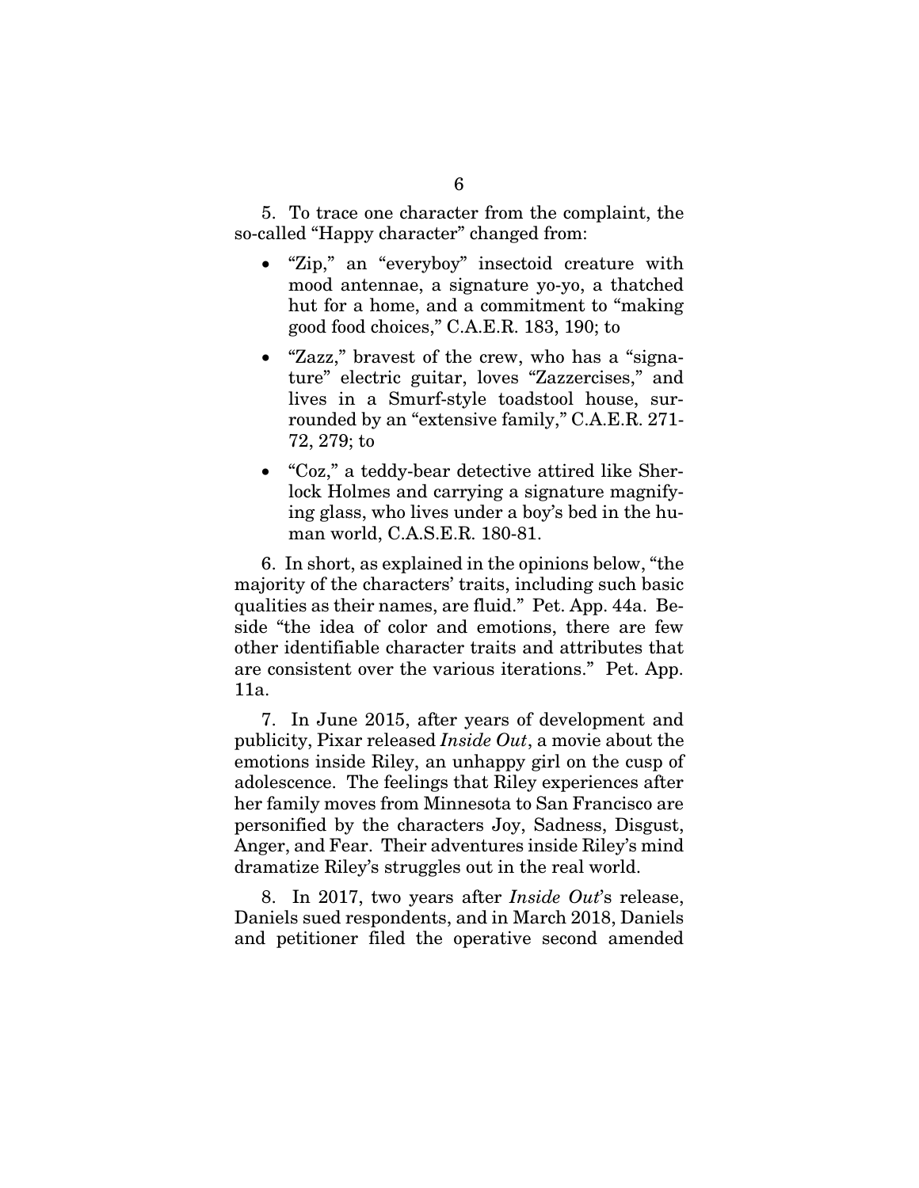5. To trace one character from the complaint, the so-called "Happy character" changed from:

- "Zip," an "everyboy" insectoid creature with mood antennae, a signature yo-yo, a thatched hut for a home, and a commitment to "making good food choices," C.A.E.R. 183, 190; to
- "Zazz," bravest of the crew, who has a "signature" electric guitar, loves "Zazzercises," and lives in a Smurf-style toadstool house, surrounded by an "extensive family," C.A.E.R. 271-72, 279; to
- "Coz," a teddy-bear detective attired like Sherlock Holmes and carrying a signature magnifying glass, who lives under a boy's bed in the human world, C.A.S.E.R. 180-81.

6. In short, as explained in the opinions below, "the majority of the characters' traits, including such basic qualities as their names, are fluid." Pet. App. 44a. Beside "the idea of color and emotions, there are few other identifiable character traits and attributes that are consistent over the various iterations." Pet. App. 11a.

7. In June 2015, after years of development and publicity, Pixar released *Inside Out*, a movie about the emotions inside Riley, an unhappy girl on the cusp of adolescence. The feelings that Riley experiences after her family moves from Minnesota to San Francisco are personified by the characters Joy, Sadness, Disgust, Anger, and Fear. Their adventures inside Riley's mind dramatize Riley's struggles out in the real world.

8. In 2017, two years after *Inside Out*'s release, Daniels sued respondents, and in March 2018, Daniels and petitioner filed the operative second amended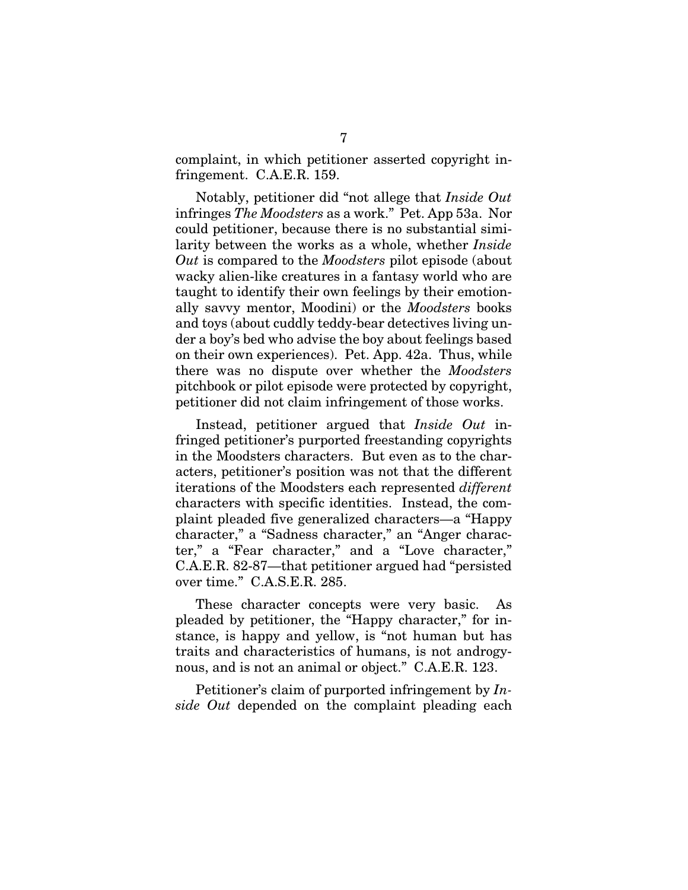complaint, in which petitioner asserted copyright infringement. C.A.E.R. 159.

Notably, petitioner did "not allege that *Inside Out* infringes *The Moodsters* as a work." Pet. App 53a. Nor could petitioner, because there is no substantial similarity between the works as a whole, whether *Inside Out* is compared to the *Moodsters* pilot episode (about wacky alien-like creatures in a fantasy world who are taught to identify their own feelings by their emotionally savvy mentor, Moodini) or the *Moodsters* books and toys (about cuddly teddy-bear detectives living under a boy's bed who advise the boy about feelings based on their own experiences). Pet. App. 42a. Thus, while there was no dispute over whether the *Moodsters* pitchbook or pilot episode were protected by copyright, petitioner did not claim infringement of those works.

Instead, petitioner argued that *Inside Out* infringed petitioner's purported freestanding copyrights in the Moodsters characters. But even as to the characters, petitioner's position was not that the different iterations of the Moodsters each represented *different* characters with specific identities. Instead, the complaint pleaded five generalized characters—a "Happy character," a "Sadness character," an "Anger character," a "Fear character," and a "Love character," C.A.E.R. 82-87—that petitioner argued had "persisted over time." C.A.S.E.R. 285.

These character concepts were very basic. As pleaded by petitioner, the "Happy character," for instance, is happy and yellow, is "not human but has traits and characteristics of humans, is not androgynous, and is not an animal or object." C.A.E.R. 123.

Petitioner's claim of purported infringement by *Inside Out* depended on the complaint pleading each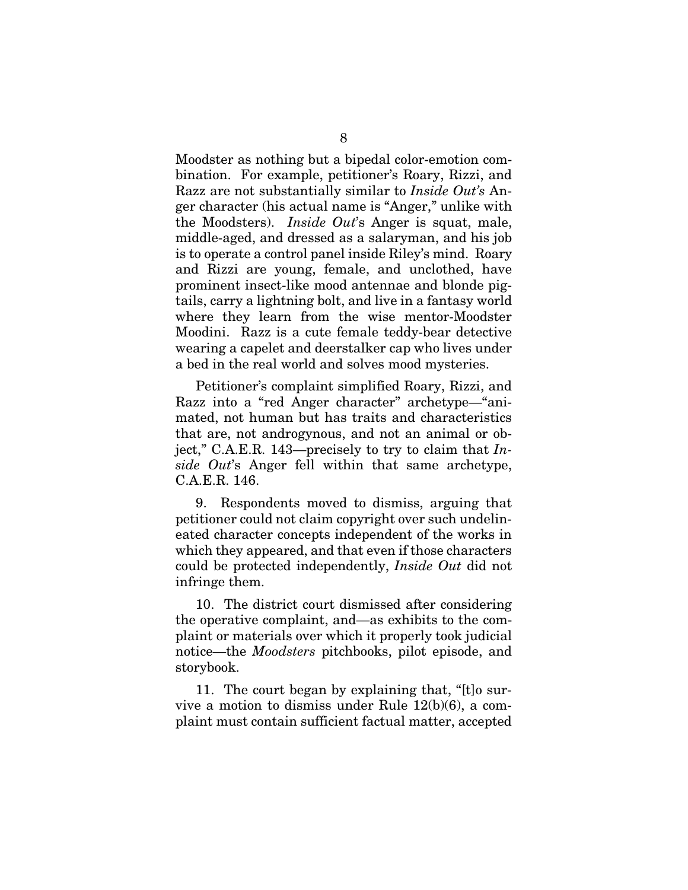Moodster as nothing but a bipedal color-emotion combination. For example, petitioner's Roary, Rizzi, and Razz are not substantially similar to *Inside Out's* Anger character (his actual name is "Anger," unlike with the Moodsters). *Inside Out*'s Anger is squat, male, middle-aged, and dressed as a salaryman, and his job is to operate a control panel inside Riley's mind. Roary and Rizzi are young, female, and unclothed, have prominent insect-like mood antennae and blonde pigtails, carry a lightning bolt, and live in a fantasy world where they learn from the wise mentor-Moodster Moodini. Razz is a cute female teddy-bear detective wearing a capelet and deerstalker cap who lives under a bed in the real world and solves mood mysteries.

Petitioner's complaint simplified Roary, Rizzi, and Razz into a "red Anger character" archetype—"animated, not human but has traits and characteristics that are, not androgynous, and not an animal or object," C.A.E.R. 143—precisely to try to claim that *Inside Out*'s Anger fell within that same archetype, C.A.E.R. 146.

9. Respondents moved to dismiss, arguing that petitioner could not claim copyright over such undelineated character concepts independent of the works in which they appeared, and that even if those characters could be protected independently, *Inside Out* did not infringe them.

10. The district court dismissed after considering the operative complaint, and—as exhibits to the complaint or materials over which it properly took judicial notice—the *Moodsters* pitchbooks, pilot episode, and storybook.

11. The court began by explaining that, "[t]o survive a motion to dismiss under Rule 12(b)(6), a complaint must contain sufficient factual matter, accepted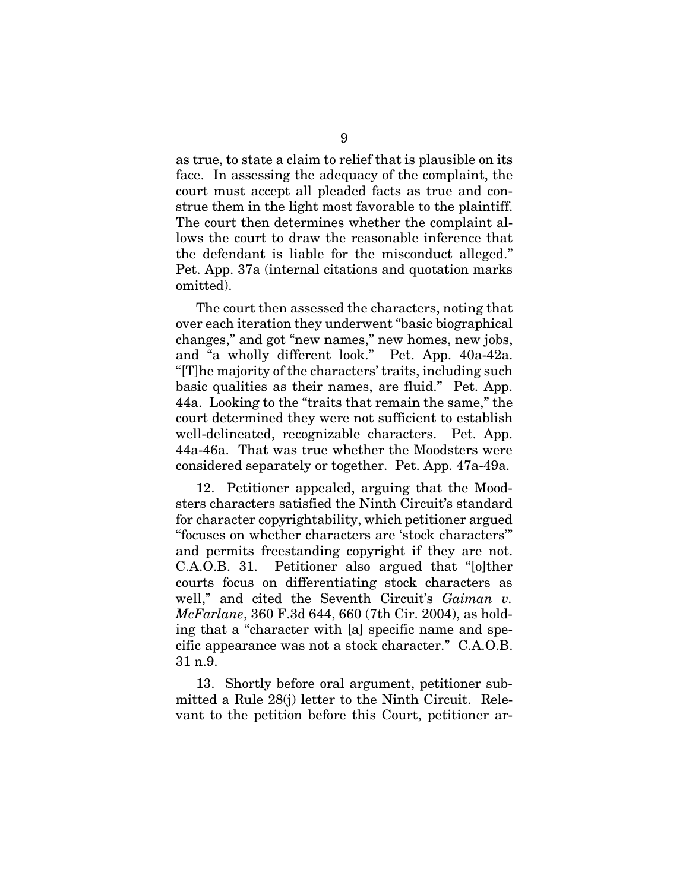as true, to state a claim to relief that is plausible on its face. In assessing the adequacy of the complaint, the court must accept all pleaded facts as true and construe them in the light most favorable to the plaintiff. The court then determines whether the complaint allows the court to draw the reasonable inference that the defendant is liable for the misconduct alleged." Pet. App. 37a (internal citations and quotation marks omitted).

The court then assessed the characters, noting that over each iteration they underwent "basic biographical changes," and got "new names," new homes, new jobs, and "a wholly different look." Pet. App. 40a-42a. "[T]he majority of the characters' traits, including such basic qualities as their names, are fluid." Pet. App. 44a. Looking to the "traits that remain the same," the court determined they were not sufficient to establish well-delineated, recognizable characters. Pet. App. 44a-46a. That was true whether the Moodsters were considered separately or together. Pet. App. 47a-49a.

12. Petitioner appealed, arguing that the Moodsters characters satisfied the Ninth Circuit's standard for character copyrightability, which petitioner argued "focuses on whether characters are 'stock characters'" and permits freestanding copyright if they are not. C.A.O.B. 31. Petitioner also argued that "[o]ther courts focus on differentiating stock characters as well," and cited the Seventh Circuit's *Gaiman v. McFarlane*, 360 F.3d 644, 660 (7th Cir. 2004), as holding that a "character with [a] specific name and specific appearance was not a stock character." C.A.O.B. 31 n.9.

13. Shortly before oral argument, petitioner submitted a Rule 28(j) letter to the Ninth Circuit. Relevant to the petition before this Court, petitioner ar-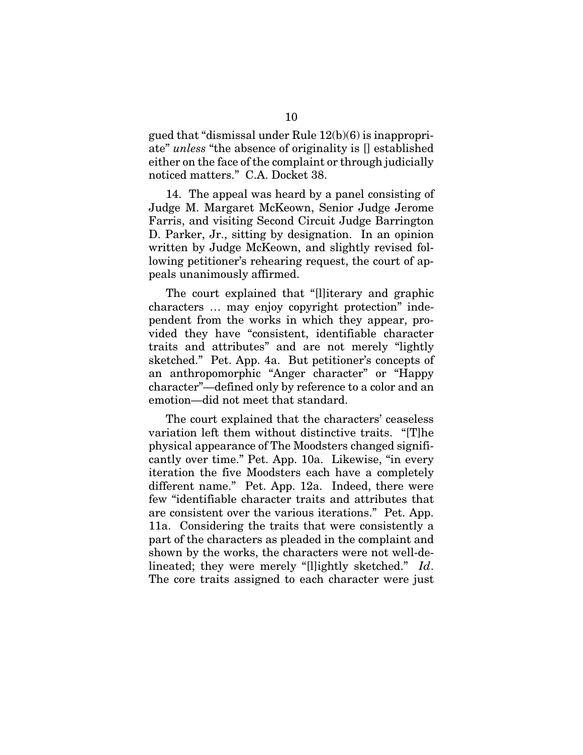gued that "dismissal under Rule 12(b)(6) is inappropriate" *unless* "the absence of originality is [] established either on the face of the complaint or through judicially noticed matters." C.A. Docket 38.

14. The appeal was heard by a panel consisting of Judge M. Margaret McKeown, Senior Judge Jerome Farris, and visiting Second Circuit Judge Barrington D. Parker, Jr., sitting by designation. In an opinion written by Judge McKeown, and slightly revised following petitioner's rehearing request, the court of appeals unanimously affirmed.

The court explained that "[l]iterary and graphic characters … may enjoy copyright protection" independent from the works in which they appear, provided they have "consistent, identifiable character traits and attributes" and are not merely "lightly sketched." Pet. App. 4a. But petitioner's concepts of an anthropomorphic "Anger character" or "Happy character"—defined only by reference to a color and an emotion—did not meet that standard.

The court explained that the characters' ceaseless variation left them without distinctive traits. "[T]he physical appearance of The Moodsters changed significantly over time." Pet. App. 10a. Likewise, "in every iteration the five Moodsters each have a completely different name." Pet. App. 12a. Indeed, there were few "identifiable character traits and attributes that are consistent over the various iterations." Pet. App. 11a. Considering the traits that were consistently a part of the characters as pleaded in the complaint and shown by the works, the characters were not well-delineated; they were merely "[l]ightly sketched." *Id*. The core traits assigned to each character were just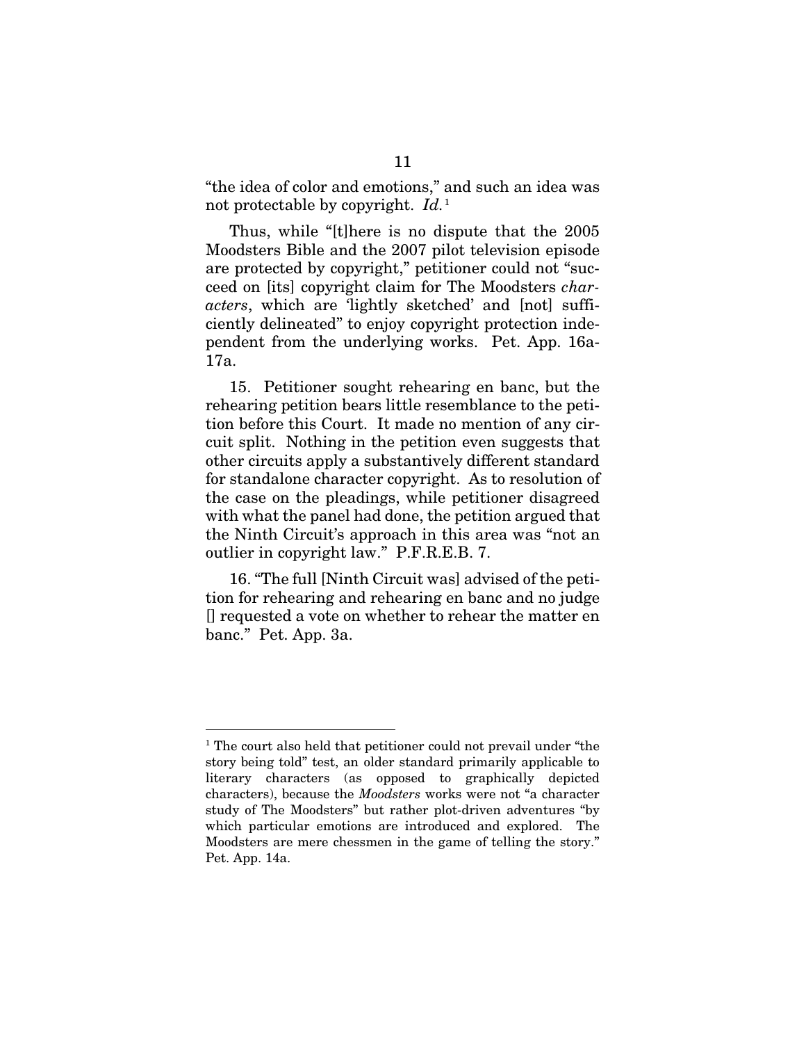"the idea of color and emotions," and such an idea was not protectable by copyright. *Id.*[1]

Thus, while "[t]here is no dispute that the 2005 Moodsters Bible and the 2007 pilot television episode are protected by copyright," petitioner could not "succeed on [its] copyright claim for The Moodsters *characters*, which are 'lightly sketched' and [not] sufficiently delineated" to enjoy copyright protection independent from the underlying works. Pet. App. 16a-17a.

15. Petitioner sought rehearing en banc, but the rehearing petition bears little resemblance to the petition before this Court. It made no mention of any circuit split. Nothing in the petition even suggests that other circuits apply a substantively different standard for standalone character copyright. As to resolution of the case on the pleadings, while petitioner disagreed with what the panel had done, the petition argued that the Ninth Circuit's approach in this area was "not an outlier in copyright law." P.F.R.E.B. 7.

16. "The full [Ninth Circuit was] advised of the petition for rehearing and rehearing en banc and no judge [] requested a vote on whether to rehear the matter en banc." Pet. App. 3a.

---

[1] The court also held that petitioner could not prevail under "the story being told" test, an older standard primarily applicable to literary characters (as opposed to graphically depicted characters), because the *Moodsters* works were not "a character study of The Moodsters" but rather plot-driven adventures "by which particular emotions are introduced and explored. The Moodsters are mere chessmen in the game of telling the story." Pet. App. 14a.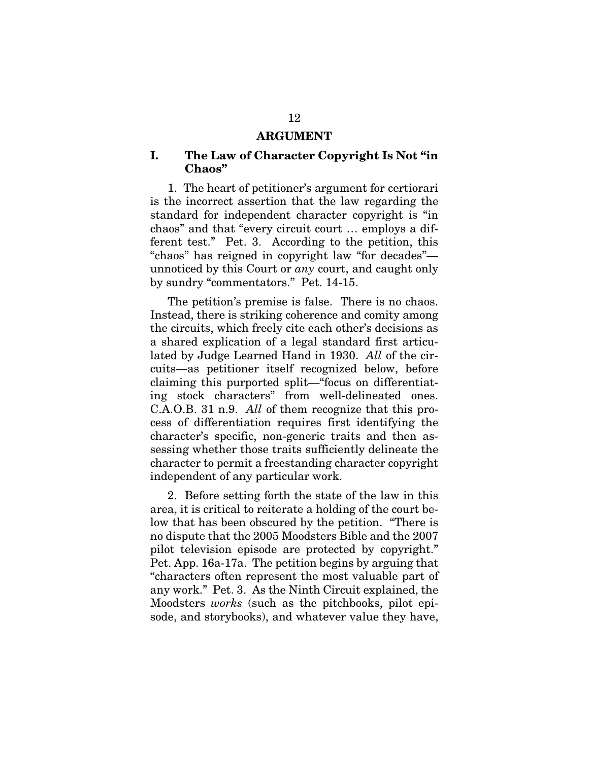# ARGUMENT

## I. The Law of Character Copyright Is Not "in Chaos"

1. The heart of petitioner's argument for certiorari is the incorrect assertion that the law regarding the standard for independent character copyright is "in chaos" and that "every circuit court … employs a different test." Pet. 3. According to the petition, this "chaos" has reigned in copyright law "for decades"—unnoticed by this Court or *any* court, and caught only by sundry "commentators." Pet. 14-15.

The petition's premise is false. There is no chaos. Instead, there is striking coherence and comity among the circuits, which freely cite each other's decisions as a shared explication of a legal standard first articulated by Judge Learned Hand in 1930. *All* of the circuits—as petitioner itself recognized below, before claiming this purported split—"focus on differentiating stock characters" from well-delineated ones. C.A.O.B. 31 n.9. *All* of them recognize that this process of differentiation requires first identifying the character's specific, non-generic traits and then assessing whether those traits sufficiently delineate the character to permit a freestanding character copyright independent of any particular work.

2. Before setting forth the state of the law in this area, it is critical to reiterate a holding of the court below that has been obscured by the petition. "There is no dispute that the 2005 Moodsters Bible and the 2007 pilot television episode are protected by copyright." Pet. App. 16a-17a. The petition begins by arguing that "characters often represent the most valuable part of any work." Pet. 3. As the Ninth Circuit explained, the Moodsters *works* (such as the pitchbooks, pilot episode, and storybooks), and whatever value they have,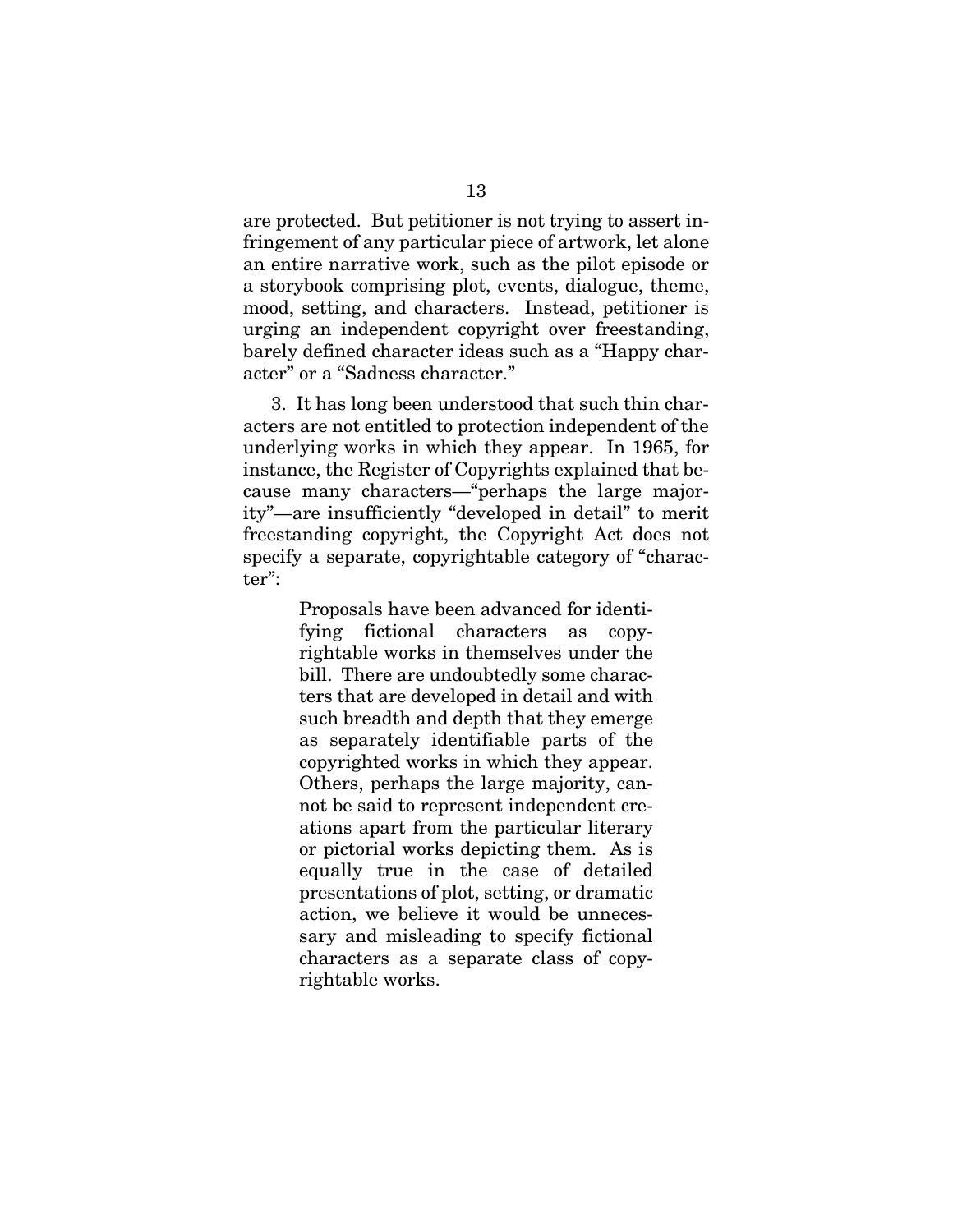are protected. But petitioner is not trying to assert infringement of any particular piece of artwork, let alone an entire narrative work, such as the pilot episode or a storybook comprising plot, events, dialogue, theme, mood, setting, and characters. Instead, petitioner is urging an independent copyright over freestanding, barely defined character ideas such as a "Happy character" or a "Sadness character."

3. It has long been understood that such thin characters are not entitled to protection independent of the underlying works in which they appear. In 1965, for instance, the Register of Copyrights explained that because many characters—"perhaps the large majority"—are insufficiently "developed in detail" to merit freestanding copyright, the Copyright Act does not specify a separate, copyrightable category of "character":

> Proposals have been advanced for identifying fictional characters as copyrightable works in themselves under the bill. There are undoubtedly some characters that are developed in detail and with such breadth and depth that they emerge as separately identifiable parts of the copyrighted works in which they appear. Others, perhaps the large majority, cannot be said to represent independent creations apart from the particular literary or pictorial works depicting them. As is equally true in the case of detailed presentations of plot, setting, or dramatic action, we believe it would be unnecessary and misleading to specify fictional characters as a separate class of copyrightable works.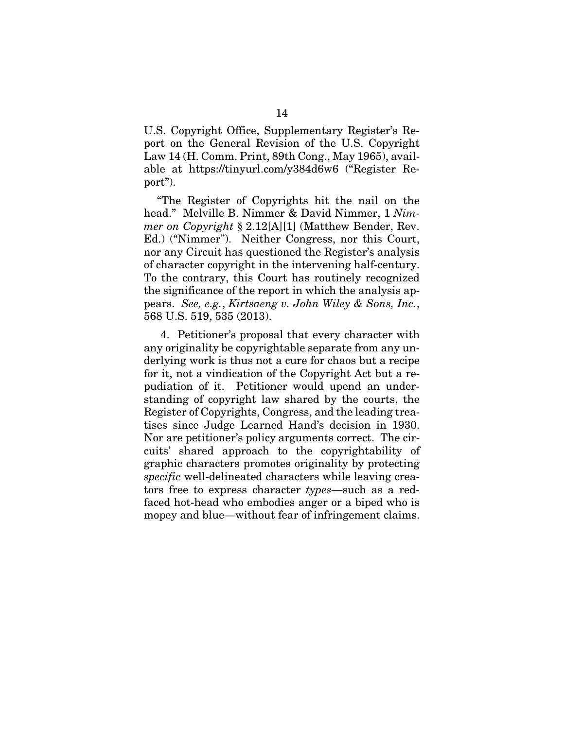U.S. Copyright Office, Supplementary Register's Report on the General Revision of the U.S. Copyright Law 14 (H. Comm. Print, 89th Cong., May 1965), available at https://tinyurl.com/y384d6w6 ("Register Report").

"The Register of Copyrights hit the nail on the head." Melville B. Nimmer & David Nimmer, 1 *Nimmer on Copyright* § 2.12[A][1] (Matthew Bender, Rev. Ed.) ("Nimmer"). Neither Congress, nor this Court, nor any Circuit has questioned the Register's analysis of character copyright in the intervening half-century. To the contrary, this Court has routinely recognized the significance of the report in which the analysis appears. *See, e.g.*, *Kirtsaeng v. John Wiley & Sons, Inc.*, 568 U.S. 519, 535 (2013).

4. Petitioner's proposal that every character with any originality be copyrightable separate from any underlying work is thus not a cure for chaos but a recipe for it, not a vindication of the Copyright Act but a repudiation of it. Petitioner would upend an understanding of copyright law shared by the courts, the Register of Copyrights, Congress, and the leading treatises since Judge Learned Hand's decision in 1930. Nor are petitioner's policy arguments correct. The circuits' shared approach to the copyrightability of graphic characters promotes originality by protecting *specific* well-delineated characters while leaving creators free to express character *types*—such as a red-faced hot-head who embodies anger or a biped who is mopey and blue—without fear of infringement claims.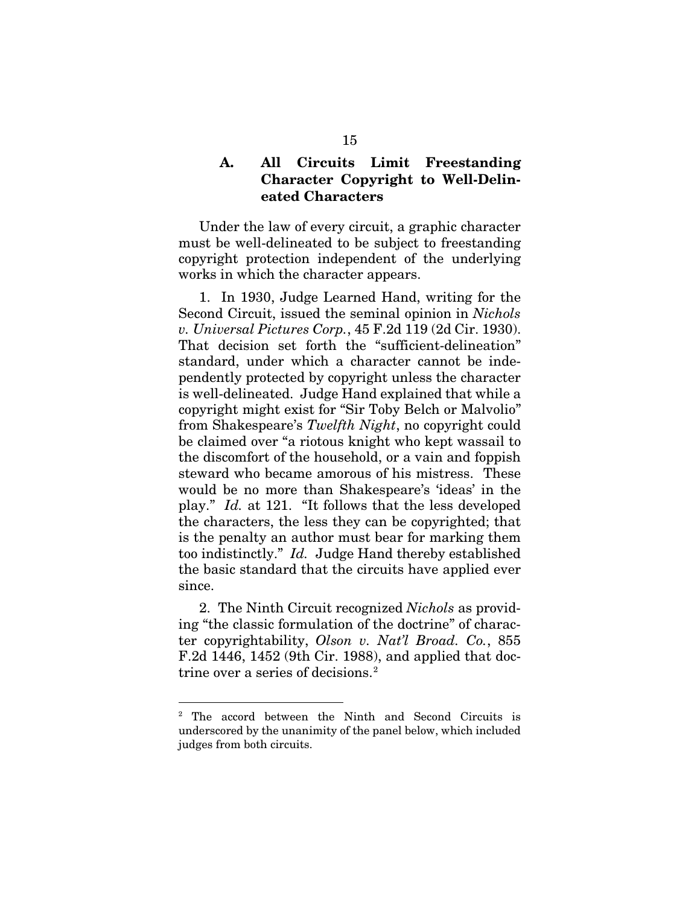### A. All Circuits Limit Freestanding Character Copyright to Well-Delineated Characters

Under the law of every circuit, a graphic character must be well-delineated to be subject to freestanding copyright protection independent of the underlying works in which the character appears.

1. In 1930, Judge Learned Hand, writing for the Second Circuit, issued the seminal opinion in *Nichols v. Universal Pictures Corp.*, 45 F.2d 119 (2d Cir. 1930). That decision set forth the "sufficient-delineation" standard, under which a character cannot be independently protected by copyright unless the character is well-delineated. Judge Hand explained that while a copyright might exist for "Sir Toby Belch or Malvolio" from Shakespeare's *Twelfth Night*, no copyright could be claimed over "a riotous knight who kept wassail to the discomfort of the household, or a vain and foppish steward who became amorous of his mistress. These would be no more than Shakespeare's 'ideas' in the play." *Id.* at 121. "It follows that the less developed the characters, the less they can be copyrighted; that is the penalty an author must bear for marking them too indistinctly." *Id.* Judge Hand thereby established the basic standard that the circuits have applied ever since.

2. The Ninth Circuit recognized *Nichols* as providing "the classic formulation of the doctrine" of character copyrightability, *Olson v. Nat'l Broad. Co.*, 855 F.2d 1446, 1452 (9th Cir. 1988), and applied that doctrine over a series of decisions.[2]

---

[2] The accord between the Ninth and Second Circuits is underscored by the unanimity of the panel below, which included judges from both circuits.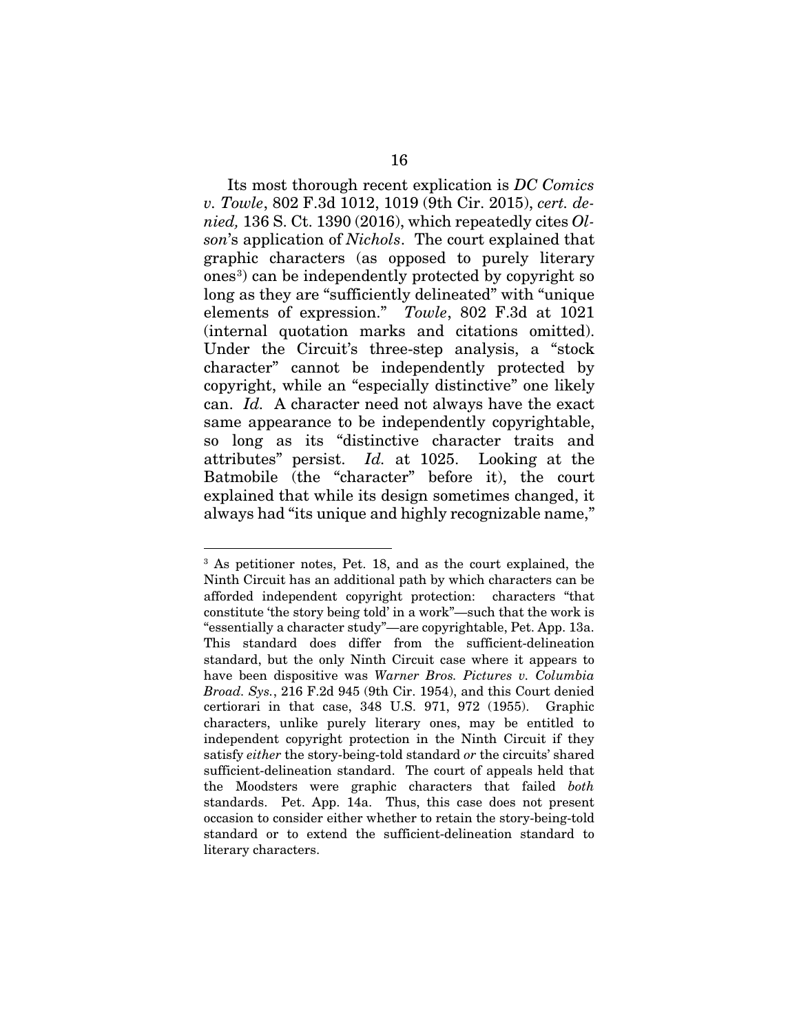Its most thorough recent explication is *DC Comics v. Towle*, 802 F.3d 1012, 1019 (9th Cir. 2015), *cert. denied,* 136 S. Ct. 1390 (2016), which repeatedly cites *Olson*'s application of *Nichols*. The court explained that graphic characters (as opposed to purely literary ones[3]) can be independently protected by copyright so long as they are "sufficiently delineated" with "unique elements of expression." *Towle*, 802 F.3d at 1021 (internal quotation marks and citations omitted). Under the Circuit's three-step analysis, a "stock character" cannot be independently protected by copyright, while an "especially distinctive" one likely can. *Id.* A character need not always have the exact same appearance to be independently copyrightable, so long as its "distinctive character traits and attributes" persist. *Id.* at 1025. Looking at the Batmobile (the "character" before it), the court explained that while its design sometimes changed, it always had "its unique and highly recognizable name,"

---

[3] As petitioner notes, Pet. 18, and as the court explained, the Ninth Circuit has an additional path by which characters can be afforded independent copyright protection: characters "that constitute 'the story being told' in a work"—such that the work is "essentially a character study"—are copyrightable, Pet. App. 13a. This standard does differ from the sufficient-delineation standard, but the only Ninth Circuit case where it appears to have been dispositive was *Warner Bros. Pictures v. Columbia Broad. Sys.*, 216 F.2d 945 (9th Cir. 1954), and this Court denied certiorari in that case, 348 U.S. 971, 972 (1955). Graphic characters, unlike purely literary ones, may be entitled to independent copyright protection in the Ninth Circuit if they satisfy *either* the story-being-told standard *or* the circuits' shared sufficient-delineation standard. The court of appeals held that the Moodsters were graphic characters that failed *both* standards. Pet. App. 14a. Thus, this case does not present occasion to consider either whether to retain the story-being-told standard or to extend the sufficient-delineation standard to literary characters.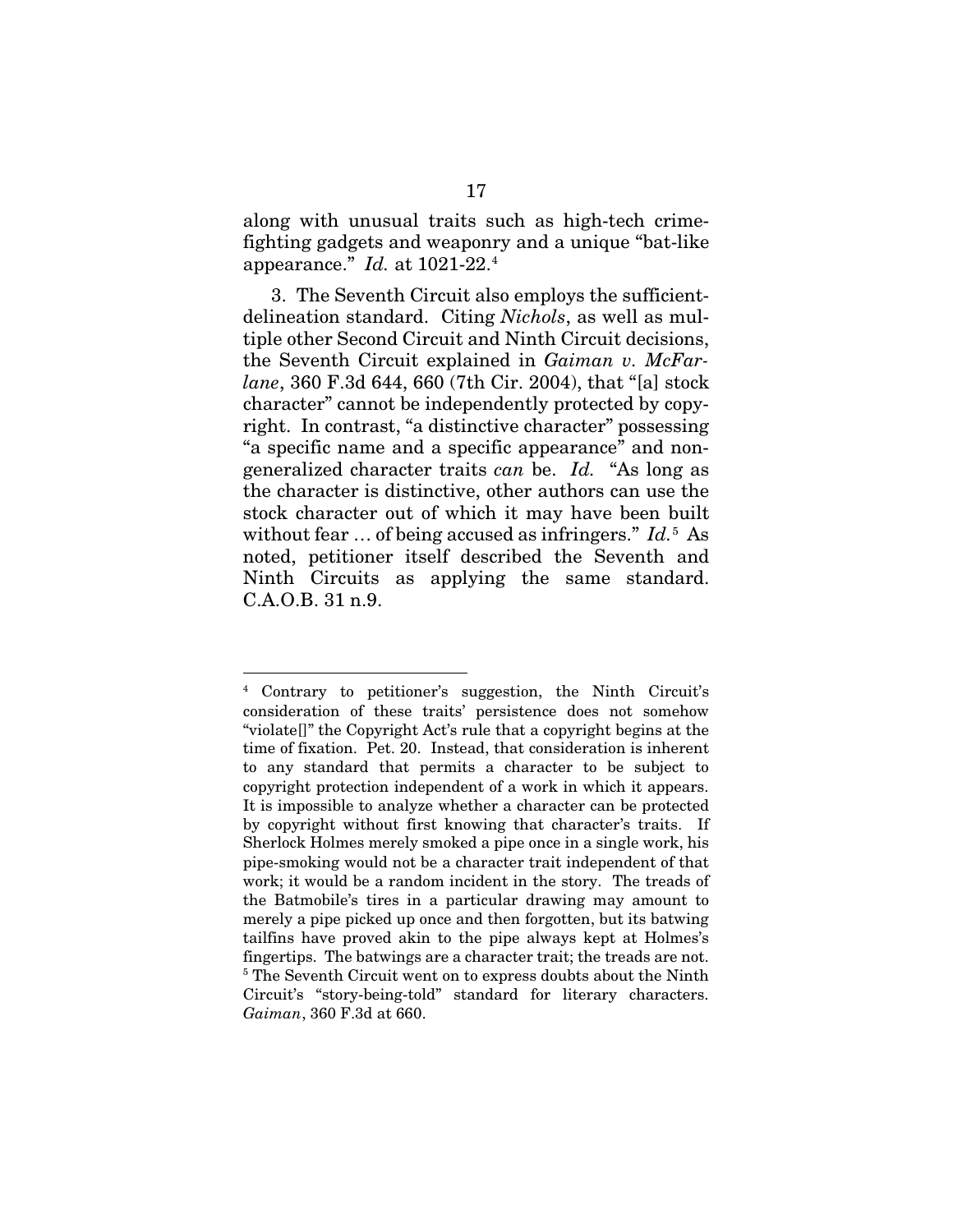along with unusual traits such as high-tech crime-fighting gadgets and weaponry and a unique "bat-like appearance." *Id.* at 1021-22.[4]

3. The Seventh Circuit also employs the sufficient-delineation standard. Citing *Nichols*, as well as multiple other Second Circuit and Ninth Circuit decisions, the Seventh Circuit explained in *Gaiman v. McFarlane*, 360 F.3d 644, 660 (7th Cir. 2004), that "[a] stock character" cannot be independently protected by copyright. In contrast, "a distinctive character" possessing "a specific name and a specific appearance" and non-generalized character traits *can* be. *Id.* "As long as the character is distinctive, other authors can use the stock character out of which it may have been built without fear … of being accused as infringers." *Id.*[5] As noted, petitioner itself described the Seventh and Ninth Circuits as applying the same standard. C.A.O.B. 31 n.9.

---

[4] Contrary to petitioner's suggestion, the Ninth Circuit's consideration of these traits' persistence does not somehow "violate[]" the Copyright Act's rule that a copyright begins at the time of fixation. Pet. 20. Instead, that consideration is inherent to any standard that permits a character to be subject to copyright protection independent of a work in which it appears. It is impossible to analyze whether a character can be protected by copyright without first knowing that character's traits. If Sherlock Holmes merely smoked a pipe once in a single work, his pipe-smoking would not be a character trait independent of that work; it would be a random incident in the story. The treads of the Batmobile's tires in a particular drawing may amount to merely a pipe picked up once and then forgotten, but its batwing tailfins have proved akin to the pipe always kept at Holmes's fingertips. The batwings are a character trait; the treads are not.

[5] The Seventh Circuit went on to express doubts about the Ninth Circuit's "story-being-told" standard for literary characters. *Gaiman*, 360 F.3d at 660.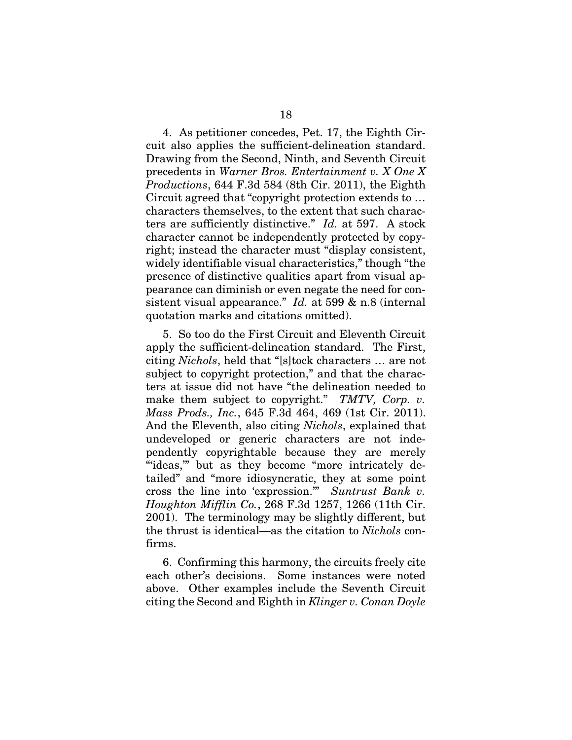4. As petitioner concedes, Pet. 17, the Eighth Circuit also applies the sufficient-delineation standard. Drawing from the Second, Ninth, and Seventh Circuit precedents in *Warner Bros. Entertainment v. X One X Productions*, 644 F.3d 584 (8th Cir. 2011), the Eighth Circuit agreed that "copyright protection extends to … characters themselves, to the extent that such characters are sufficiently distinctive." *Id.* at 597. A stock character cannot be independently protected by copyright; instead the character must "display consistent, widely identifiable visual characteristics," though "the presence of distinctive qualities apart from visual appearance can diminish or even negate the need for consistent visual appearance." *Id.* at 599 & n.8 (internal quotation marks and citations omitted).

5. So too do the First Circuit and Eleventh Circuit apply the sufficient-delineation standard. The First, citing *Nichols*, held that "[s]tock characters … are not subject to copyright protection," and that the characters at issue did not have "the delineation needed to make them subject to copyright." *TMTV, Corp. v. Mass Prods., Inc.*, 645 F.3d 464, 469 (1st Cir. 2011). And the Eleventh, also citing *Nichols*, explained that undeveloped or generic characters are not independently copyrightable because they are merely "'ideas,'" but as they become "more intricately detailed" and "more idiosyncratic, they at some point cross the line into 'expression.'" *Suntrust Bank v. Houghton Mifflin Co.*, 268 F.3d 1257, 1266 (11th Cir. 2001). The terminology may be slightly different, but the thrust is identical—as the citation to *Nichols* confirms.

6. Confirming this harmony, the circuits freely cite each other's decisions. Some instances were noted above. Other examples include the Seventh Circuit citing the Second and Eighth in *Klinger v. Conan Doyle*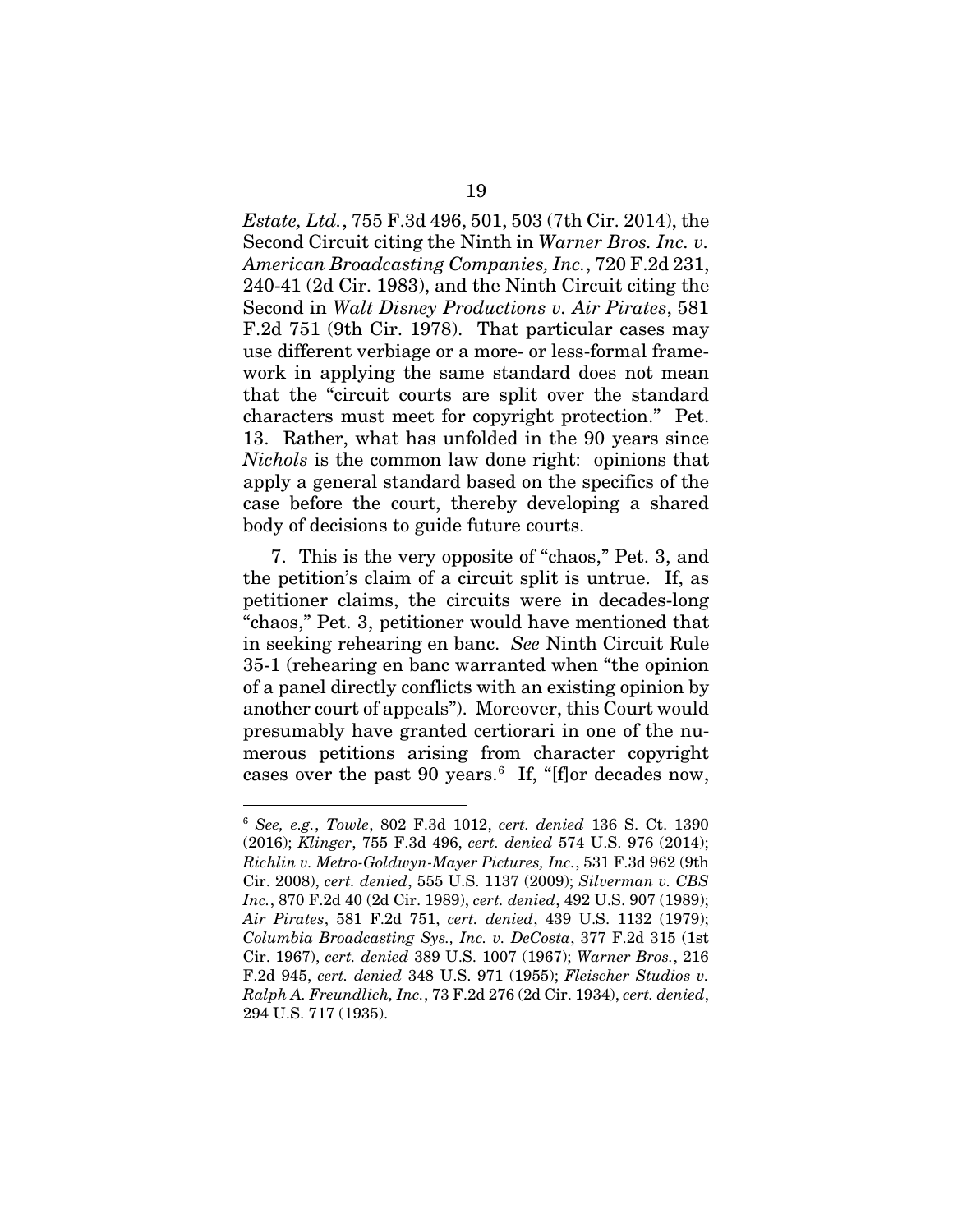*Estate, Ltd.*, 755 F.3d 496, 501, 503 (7th Cir. 2014), the Second Circuit citing the Ninth in *Warner Bros. Inc. v. American Broadcasting Companies, Inc.*, 720 F.2d 231, 240-41 (2d Cir. 1983), and the Ninth Circuit citing the Second in *Walt Disney Productions v. Air Pirates*, 581 F.2d 751 (9th Cir. 1978). That particular cases may use different verbiage or a more- or less-formal framework in applying the same standard does not mean that the "circuit courts are split over the standard characters must meet for copyright protection." Pet. 13. Rather, what has unfolded in the 90 years since *Nichols* is the common law done right: opinions that apply a general standard based on the specifics of the case before the court, thereby developing a shared body of decisions to guide future courts.

7. This is the very opposite of "chaos," Pet. 3, and the petition's claim of a circuit split is untrue. If, as petitioner claims, the circuits were in decades-long "chaos," Pet. 3, petitioner would have mentioned that in seeking rehearing en banc. *See* Ninth Circuit Rule 35-1 (rehearing en banc warranted when "the opinion of a panel directly conflicts with an existing opinion by another court of appeals"). Moreover, this Court would presumably have granted certiorari in one of the numerous petitions arising from character copyright cases over the past 90 years.[6] If, "[f]or decades now,

---

[6] *See, e.g.*, *Towle*, 802 F.3d 1012, *cert. denied* 136 S. Ct. 1390 (2016); *Klinger*, 755 F.3d 496, *cert. denied* 574 U.S. 976 (2014); *Richlin v. Metro-Goldwyn-Mayer Pictures, Inc.*, 531 F.3d 962 (9th Cir. 2008), *cert. denied*, 555 U.S. 1137 (2009); *Silverman v. CBS Inc.*, 870 F.2d 40 (2d Cir. 1989), *cert. denied*, 492 U.S. 907 (1989); *Air Pirates*, 581 F.2d 751, *cert. denied*, 439 U.S. 1132 (1979); *Columbia Broadcasting Sys., Inc. v. DeCosta*, 377 F.2d 315 (1st Cir. 1967), *cert. denied* 389 U.S. 1007 (1967); *Warner Bros.*, 216 F.2d 945, *cert. denied* 348 U.S. 971 (1955); *Fleischer Studios v. Ralph A. Freundlich, Inc.*, 73 F.2d 276 (2d Cir. 1934), *cert. denied*, 294 U.S. 717 (1935).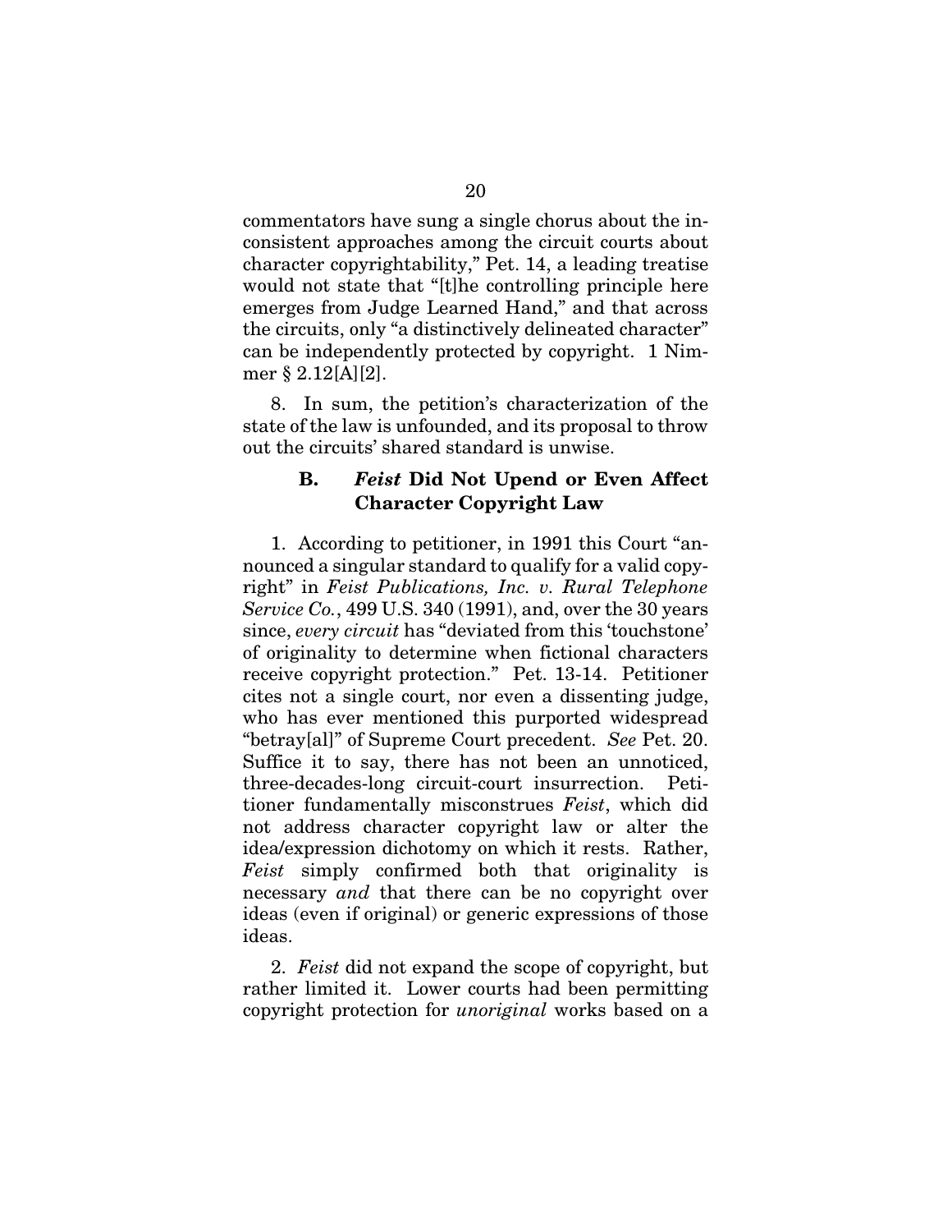commentators have sung a single chorus about the inconsistent approaches among the circuit courts about character copyrightability," Pet. 14, a leading treatise would not state that "[t]he controlling principle here emerges from Judge Learned Hand," and that across the circuits, only "a distinctively delineated character" can be independently protected by copyright. 1 Nimmer § 2.12[A][2].

8. In sum, the petition's characterization of the state of the law is unfounded, and its proposal to throw out the circuits' shared standard is unwise.

### B. *Feist* Did Not Upend or Even Affect Character Copyright Law

1. According to petitioner, in 1991 this Court "announced a singular standard to qualify for a valid copyright" in *Feist Publications, Inc. v. Rural Telephone Service Co.*, 499 U.S. 340 (1991), and, over the 30 years since, *every circuit* has "deviated from this 'touchstone' of originality to determine when fictional characters receive copyright protection." Pet. 13-14. Petitioner cites not a single court, nor even a dissenting judge, who has ever mentioned this purported widespread "betray[al]" of Supreme Court precedent. *See* Pet. 20. Suffice it to say, there has not been an unnoticed, three-decades-long circuit-court insurrection. Petitioner fundamentally misconstrues *Feist*, which did not address character copyright law or alter the idea/expression dichotomy on which it rests. Rather, *Feist* simply confirmed both that originality is necessary *and* that there can be no copyright over ideas (even if original) or generic expressions of those ideas.

2. *Feist* did not expand the scope of copyright, but rather limited it. Lower courts had been permitting copyright protection for *unoriginal* works based on a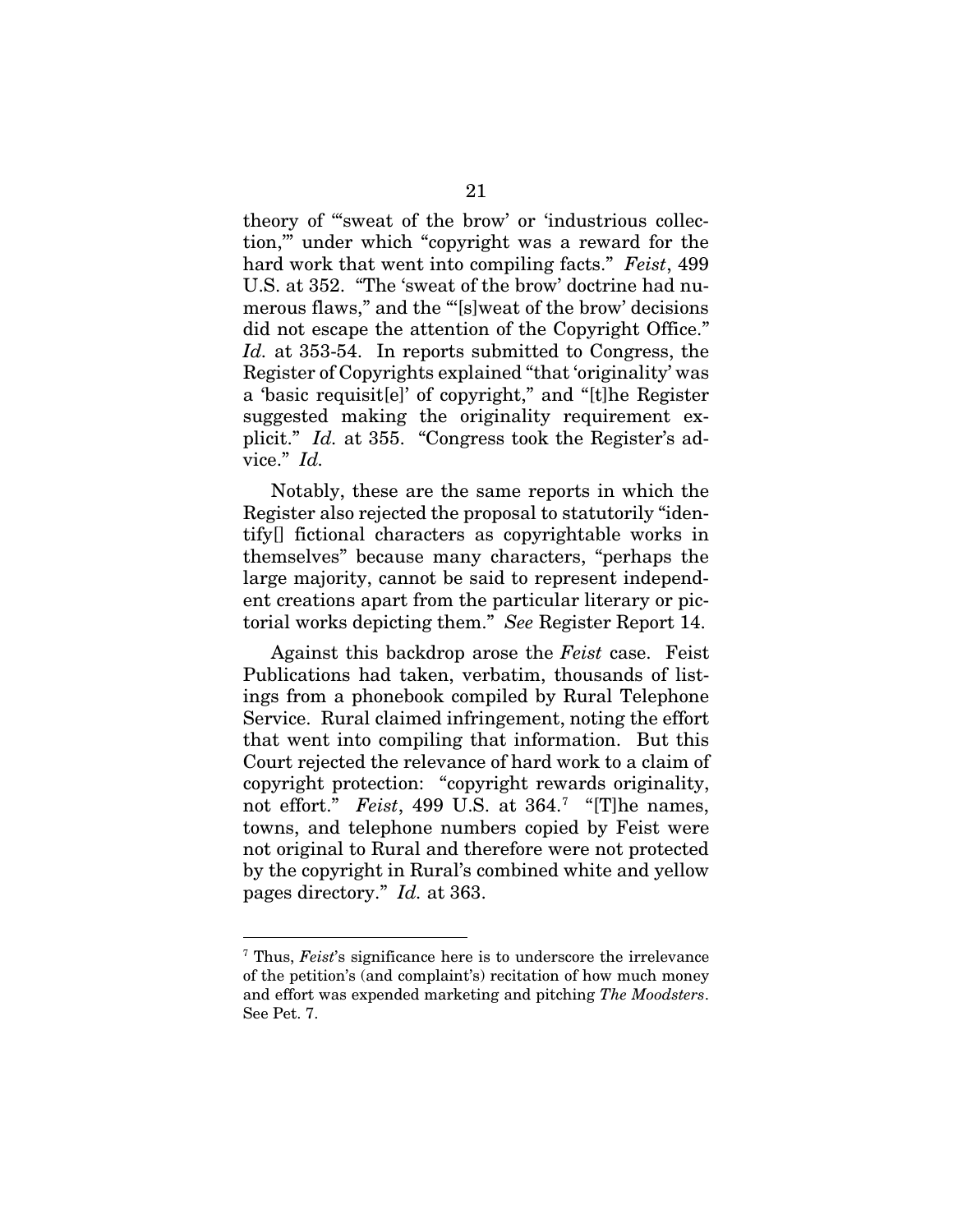theory of "'sweat of the brow' or 'industrious collection,'" under which "copyright was a reward for the hard work that went into compiling facts." *Feist*, 499 U.S. at 352. "The 'sweat of the brow' doctrine had numerous flaws," and the "'[s]weat of the brow' decisions did not escape the attention of the Copyright Office." *Id.* at 353-54. In reports submitted to Congress, the Register of Copyrights explained "that 'originality' was a 'basic requisit[e]' of copyright," and "[t]he Register suggested making the originality requirement explicit." *Id.* at 355. "Congress took the Register's advice." *Id.*

Notably, these are the same reports in which the Register also rejected the proposal to statutorily "identify[] fictional characters as copyrightable works in themselves" because many characters, "perhaps the large majority, cannot be said to represent independent creations apart from the particular literary or pictorial works depicting them." *See* Register Report 14.

Against this backdrop arose the *Feist* case. Feist Publications had taken, verbatim, thousands of listings from a phonebook compiled by Rural Telephone Service. Rural claimed infringement, noting the effort that went into compiling that information. But this Court rejected the relevance of hard work to a claim of copyright protection: "copyright rewards originality, not effort." *Feist*, 499 U.S. at 364.[7] "[T]he names, towns, and telephone numbers copied by Feist were not original to Rural and therefore were not protected by the copyright in Rural's combined white and yellow pages directory." *Id.* at 363.

---

[7] Thus, *Feist*'s significance here is to underscore the irrelevance of the petition's (and complaint's) recitation of how much money and effort was expended marketing and pitching *The Moodsters*. See Pet. 7.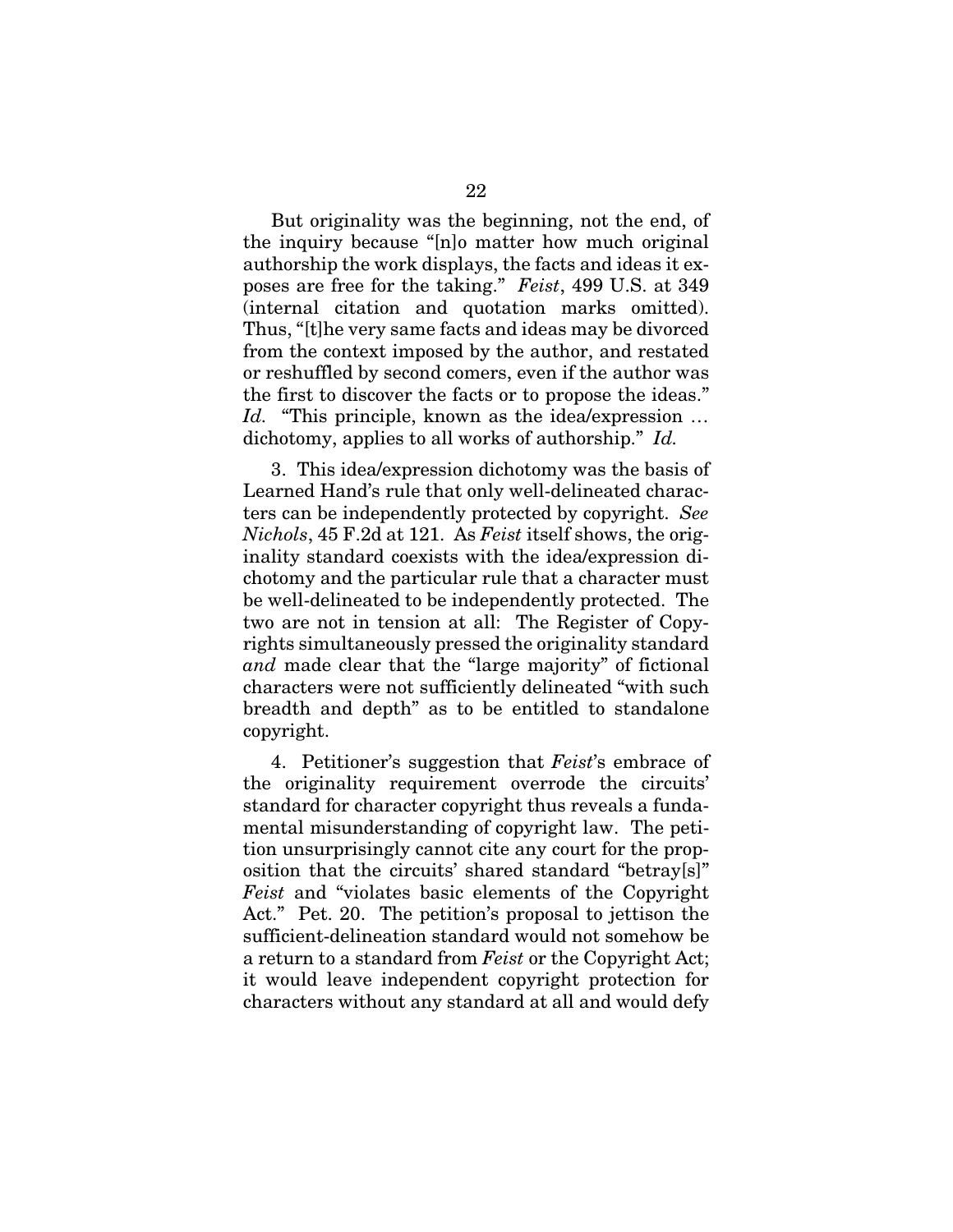But originality was the beginning, not the end, of the inquiry because "[n]o matter how much original authorship the work displays, the facts and ideas it exposes are free for the taking." *Feist*, 499 U.S. at 349 (internal citation and quotation marks omitted). Thus, "[t]he very same facts and ideas may be divorced from the context imposed by the author, and restated or reshuffled by second comers, even if the author was the first to discover the facts or to propose the ideas." *Id.* "This principle, known as the idea/expression … dichotomy, applies to all works of authorship." *Id.*

3. This idea/expression dichotomy was the basis of Learned Hand's rule that only well-delineated characters can be independently protected by copyright. *See Nichols*, 45 F.2d at 121. As *Feist* itself shows, the originality standard coexists with the idea/expression dichotomy and the particular rule that a character must be well-delineated to be independently protected. The two are not in tension at all: The Register of Copyrights simultaneously pressed the originality standard *and* made clear that the "large majority" of fictional characters were not sufficiently delineated "with such breadth and depth" as to be entitled to standalone copyright.

4. Petitioner's suggestion that *Feist*'s embrace of the originality requirement overrode the circuits' standard for character copyright thus reveals a fundamental misunderstanding of copyright law. The petition unsurprisingly cannot cite any court for the proposition that the circuits' shared standard "betray[s]" *Feist* and "violates basic elements of the Copyright Act." Pet. 20. The petition's proposal to jettison the sufficient-delineation standard would not somehow be a return to a standard from *Feist* or the Copyright Act; it would leave independent copyright protection for characters without any standard at all and would defy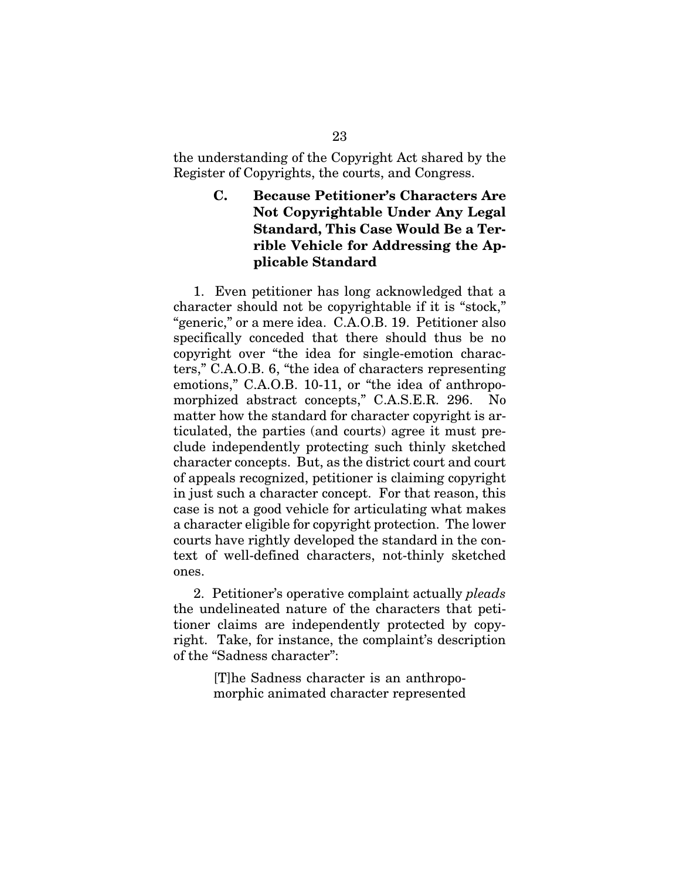the understanding of the Copyright Act shared by the Register of Copyrights, the courts, and Congress.

### C. Because Petitioner's Characters Are Not Copyrightable Under Any Legal Standard, This Case Would Be a Terrible Vehicle for Addressing the Applicable Standard

1. Even petitioner has long acknowledged that a character should not be copyrightable if it is "stock," "generic," or a mere idea. C.A.O.B. 19. Petitioner also specifically conceded that there should thus be no copyright over "the idea for single-emotion characters," C.A.O.B. 6, "the idea of characters representing emotions," C.A.O.B. 10-11, or "the idea of anthropomorphized abstract concepts," C.A.S.E.R. 296. No matter how the standard for character copyright is articulated, the parties (and courts) agree it must preclude independently protecting such thinly sketched character concepts. But, as the district court and court of appeals recognized, petitioner is claiming copyright in just such a character concept. For that reason, this case is not a good vehicle for articulating what makes a character eligible for copyright protection. The lower courts have rightly developed the standard in the context of well-defined characters, not-thinly sketched ones.

2. Petitioner's operative complaint actually *pleads* the undelineated nature of the characters that petitioner claims are independently protected by copyright. Take, for instance, the complaint's description of the "Sadness character":

> [T]he Sadness character is an anthropomorphic animated character represented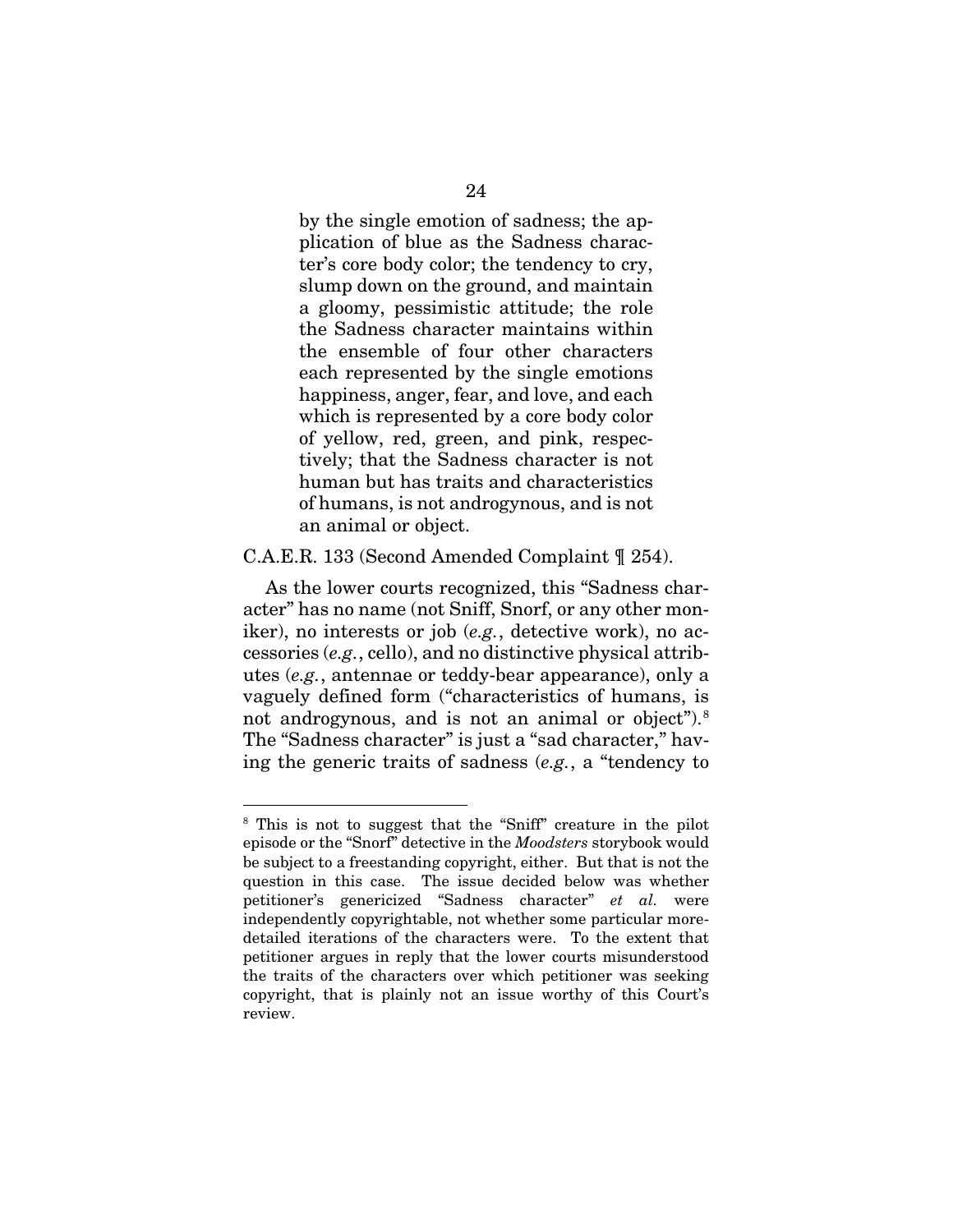> by the single emotion of sadness; the application of blue as the Sadness character's core body color; the tendency to cry, slump down on the ground, and maintain a gloomy, pessimistic attitude; the role the Sadness character maintains within the ensemble of four other characters each represented by the single emotions happiness, anger, fear, and love, and each which is represented by a core body color of yellow, red, green, and pink, respectively; that the Sadness character is not human but has traits and characteristics of humans, is not androgynous, and is not an animal or object.

C.A.E.R. 133 (Second Amended Complaint ¶ 254).

As the lower courts recognized, this "Sadness character" has no name (not Sniff, Snorf, or any other moniker), no interests or job (*e.g.*, detective work), no accessories (*e.g.*, cello), and no distinctive physical attributes (*e.g.*, antennae or teddy-bear appearance), only a vaguely defined form ("characteristics of humans, is not androgynous, and is not an animal or object").[8] The "Sadness character" is just a "sad character," having the generic traits of sadness (*e.g.*, a "tendency to

---

[8] This is not to suggest that the "Sniff" creature in the pilot episode or the "Snorf" detective in the *Moodsters* storybook would be subject to a freestanding copyright, either. But that is not the question in this case. The issue decided below was whether petitioner's genericized "Sadness character" *et al.* were independently copyrightable, not whether some particular more-detailed iterations of the characters were. To the extent that petitioner argues in reply that the lower courts misunderstood the traits of the characters over which petitioner was seeking copyright, that is plainly not an issue worthy of this Court's review.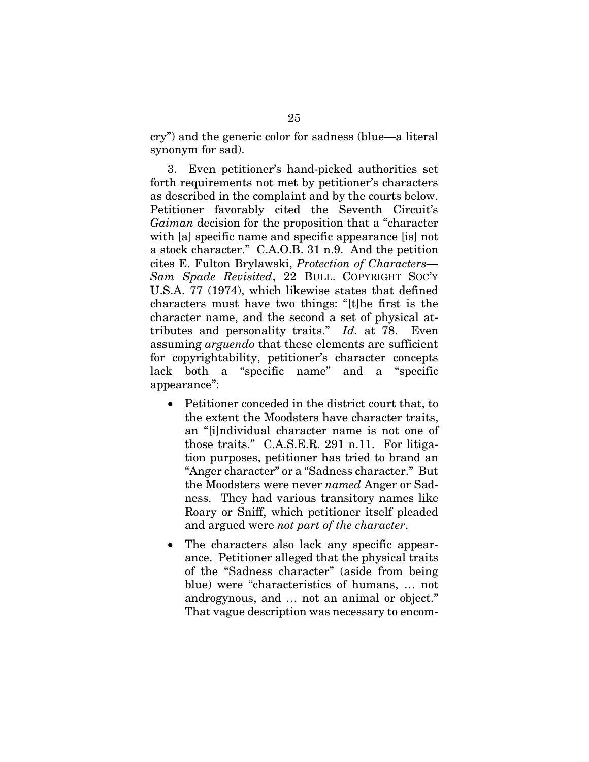cry") and the generic color for sadness (blue—a literal synonym for sad).

3. Even petitioner's hand-picked authorities set forth requirements not met by petitioner's characters as described in the complaint and by the courts below. Petitioner favorably cited the Seventh Circuit's *Gaiman* decision for the proposition that a "character with [a] specific name and specific appearance [is] not a stock character." C.A.O.B. 31 n.9. And the petition cites E. Fulton Brylawski, *Protection of Characters—Sam Spade Revisited*, 22 BULL. COPYRIGHT SOC'Y U.S.A. 77 (1974), which likewise states that defined characters must have two things: "[t]he first is the character name, and the second a set of physical attributes and personality traits." *Id.* at 78. Even assuming *arguendo* that these elements are sufficient for copyrightability, petitioner's character concepts lack both a "specific name" and a "specific appearance":

- Petitioner conceded in the district court that, to the extent the Moodsters have character traits, an "[i]ndividual character name is not one of those traits." C.A.S.E.R. 291 n.11. For litigation purposes, petitioner has tried to brand an "Anger character" or a "Sadness character." But the Moodsters were never *named* Anger or Sadness. They had various transitory names like Roary or Sniff, which petitioner itself pleaded and argued were *not part of the character*.

- The characters also lack any specific appearance. Petitioner alleged that the physical traits of the "Sadness character" (aside from being blue) were "characteristics of humans, … not androgynous, and … not an animal or object." That vague description was necessary to encom-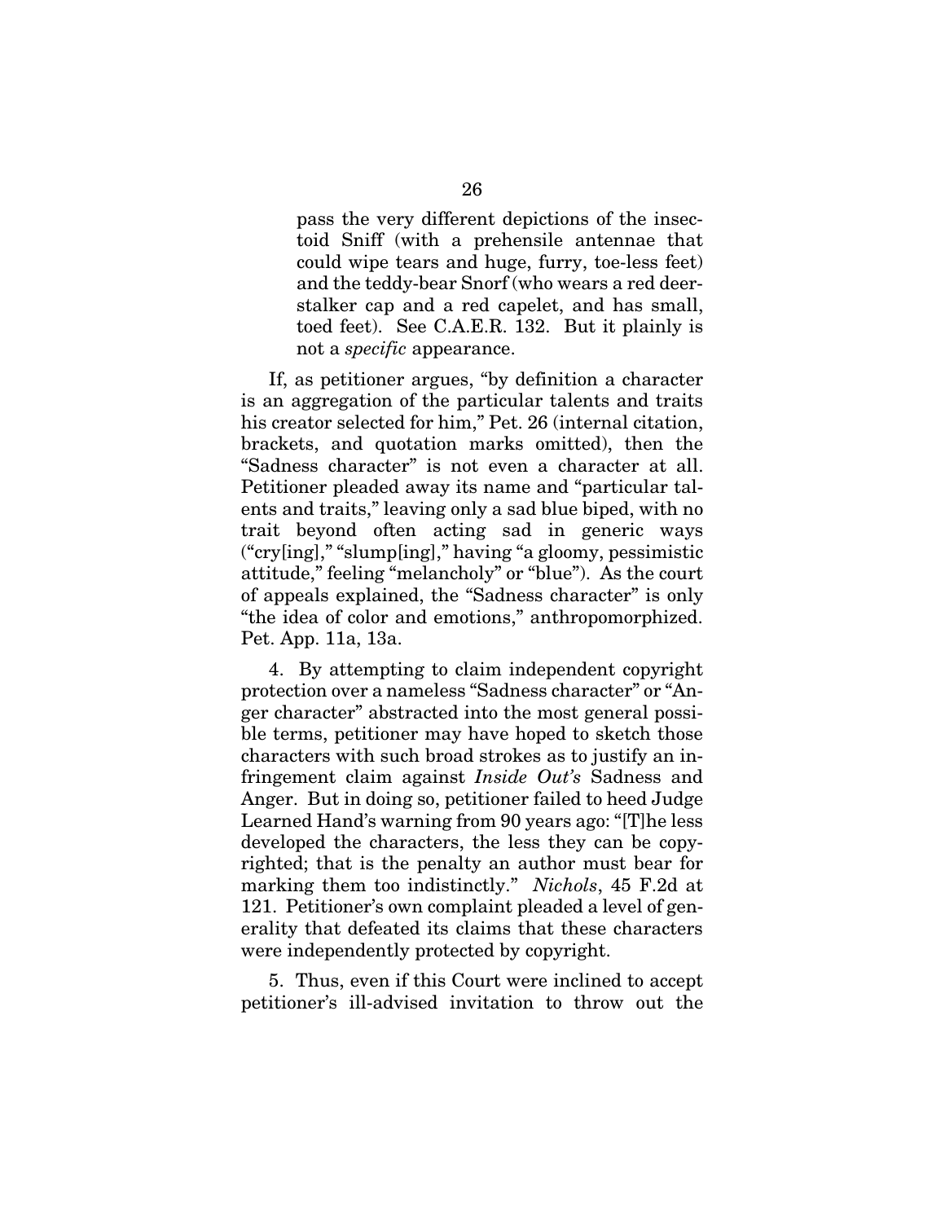pass the very different depictions of the insectoid Sniff (with a prehensile antennae that could wipe tears and huge, furry, toe-less feet) and the teddy-bear Snorf (who wears a red deerstalker cap and a red capelet, and has small, toed feet). See C.A.E.R. 132. But it plainly is not a *specific* appearance.

If, as petitioner argues, "by definition a character is an aggregation of the particular talents and traits his creator selected for him," Pet. 26 (internal citation, brackets, and quotation marks omitted), then the "Sadness character" is not even a character at all. Petitioner pleaded away its name and "particular talents and traits," leaving only a sad blue biped, with no trait beyond often acting sad in generic ways ("cry[ing]," "slump[ing]," having "a gloomy, pessimistic attitude," feeling "melancholy" or "blue"). As the court of appeals explained, the "Sadness character" is only "the idea of color and emotions," anthropomorphized. Pet. App. 11a, 13a.

4. By attempting to claim independent copyright protection over a nameless "Sadness character" or "Anger character" abstracted into the most general possible terms, petitioner may have hoped to sketch those characters with such broad strokes as to justify an infringement claim against *Inside Out's* Sadness and Anger. But in doing so, petitioner failed to heed Judge Learned Hand's warning from 90 years ago: "[T]he less developed the characters, the less they can be copyrighted; that is the penalty an author must bear for marking them too indistinctly." *Nichols*, 45 F.2d at 121. Petitioner's own complaint pleaded a level of generality that defeated its claims that these characters were independently protected by copyright.

5. Thus, even if this Court were inclined to accept petitioner's ill-advised invitation to throw out the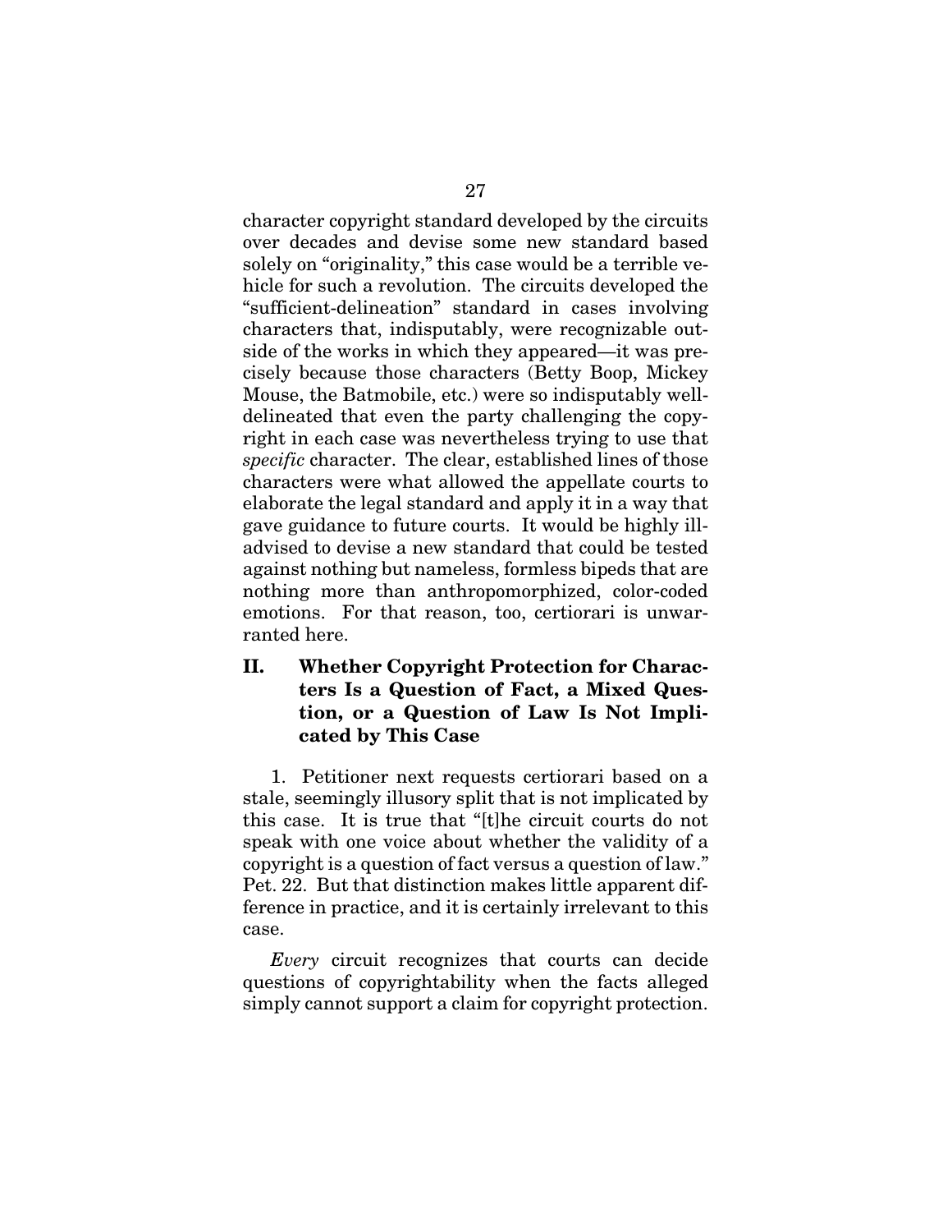character copyright standard developed by the circuits over decades and devise some new standard based solely on "originality," this case would be a terrible vehicle for such a revolution. The circuits developed the "sufficient-delineation" standard in cases involving characters that, indisputably, were recognizable outside of the works in which they appeared—it was precisely because those characters (Betty Boop, Mickey Mouse, the Batmobile, etc.) were so indisputably well-delineated that even the party challenging the copyright in each case was nevertheless trying to use that *specific* character. The clear, established lines of those characters were what allowed the appellate courts to elaborate the legal standard and apply it in a way that gave guidance to future courts. It would be highly ill-advised to devise a new standard that could be tested against nothing but nameless, formless bipeds that are nothing more than anthropomorphized, color-coded emotions. For that reason, too, certiorari is unwarranted here.

## II. Whether Copyright Protection for Characters Is a Question of Fact, a Mixed Question, or a Question of Law Is Not Implicated by This Case

1. Petitioner next requests certiorari based on a stale, seemingly illusory split that is not implicated by this case. It is true that "[t]he circuit courts do not speak with one voice about whether the validity of a copyright is a question of fact versus a question of law." Pet. 22. But that distinction makes little apparent difference in practice, and it is certainly irrelevant to this case.

*Every* circuit recognizes that courts can decide questions of copyrightability when the facts alleged simply cannot support a claim for copyright protection.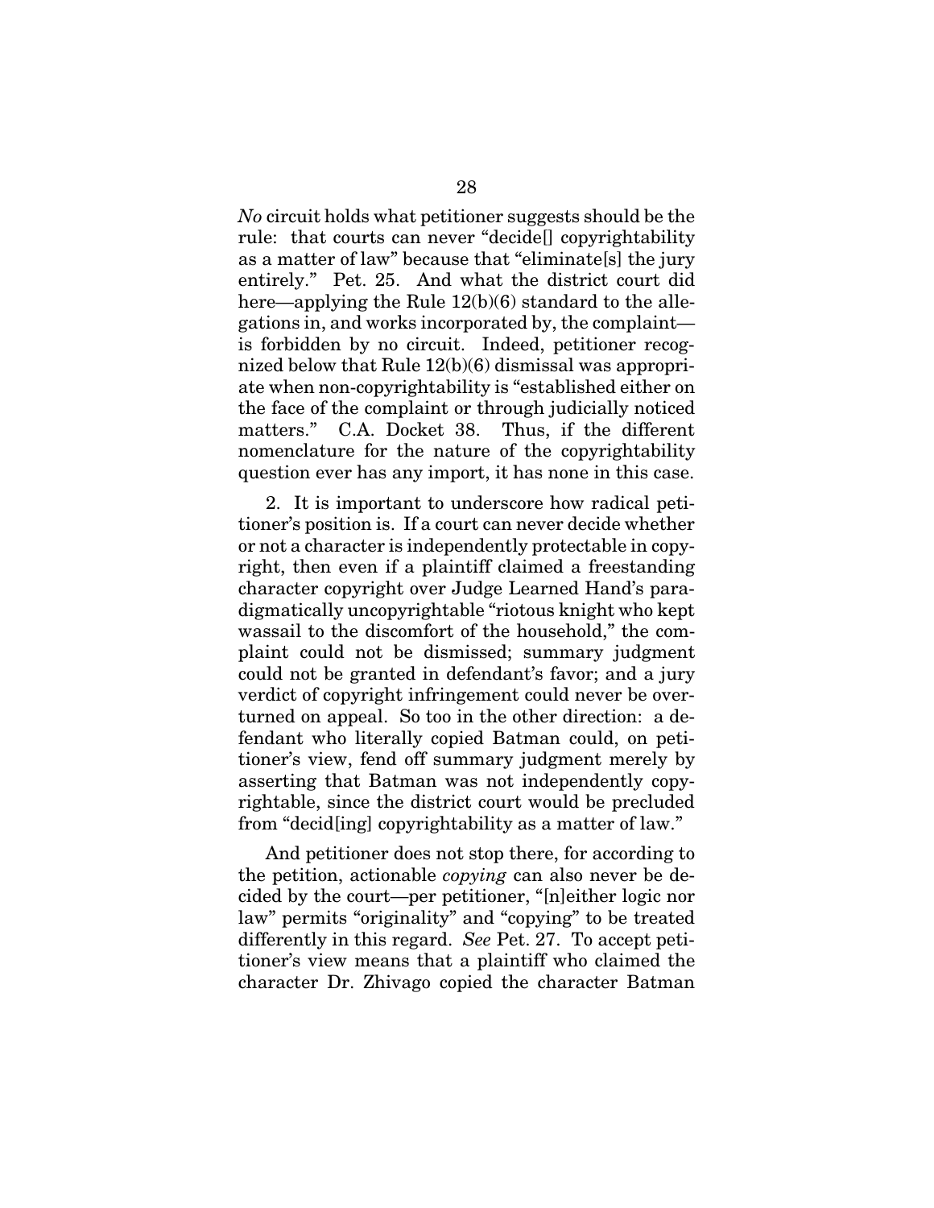*No* circuit holds what petitioner suggests should be the rule: that courts can never "decide[] copyrightability as a matter of law" because that "eliminate[s] the jury entirely." Pet. 25. And what the district court did here—applying the Rule 12(b)(6) standard to the allegations in, and works incorporated by, the complaint—is forbidden by no circuit. Indeed, petitioner recognized below that Rule 12(b)(6) dismissal was appropriate when non-copyrightability is "established either on the face of the complaint or through judicially noticed matters." C.A. Docket 38. Thus, if the different nomenclature for the nature of the copyrightability question ever has any import, it has none in this case.

2. It is important to underscore how radical petitioner's position is. If a court can never decide whether or not a character is independently protectable in copyright, then even if a plaintiff claimed a freestanding character copyright over Judge Learned Hand's paradigmatically uncopyrightable "riotous knight who kept wassail to the discomfort of the household," the complaint could not be dismissed; summary judgment could not be granted in defendant's favor; and a jury verdict of copyright infringement could never be overturned on appeal. So too in the other direction: a defendant who literally copied Batman could, on petitioner's view, fend off summary judgment merely by asserting that Batman was not independently copyrightable, since the district court would be precluded from "decid[ing] copyrightability as a matter of law."

And petitioner does not stop there, for according to the petition, actionable *copying* can also never be decided by the court—per petitioner, "[n]either logic nor law" permits "originality" and "copying" to be treated differently in this regard. *See* Pet. 27. To accept petitioner's view means that a plaintiff who claimed the character Dr. Zhivago copied the character Batman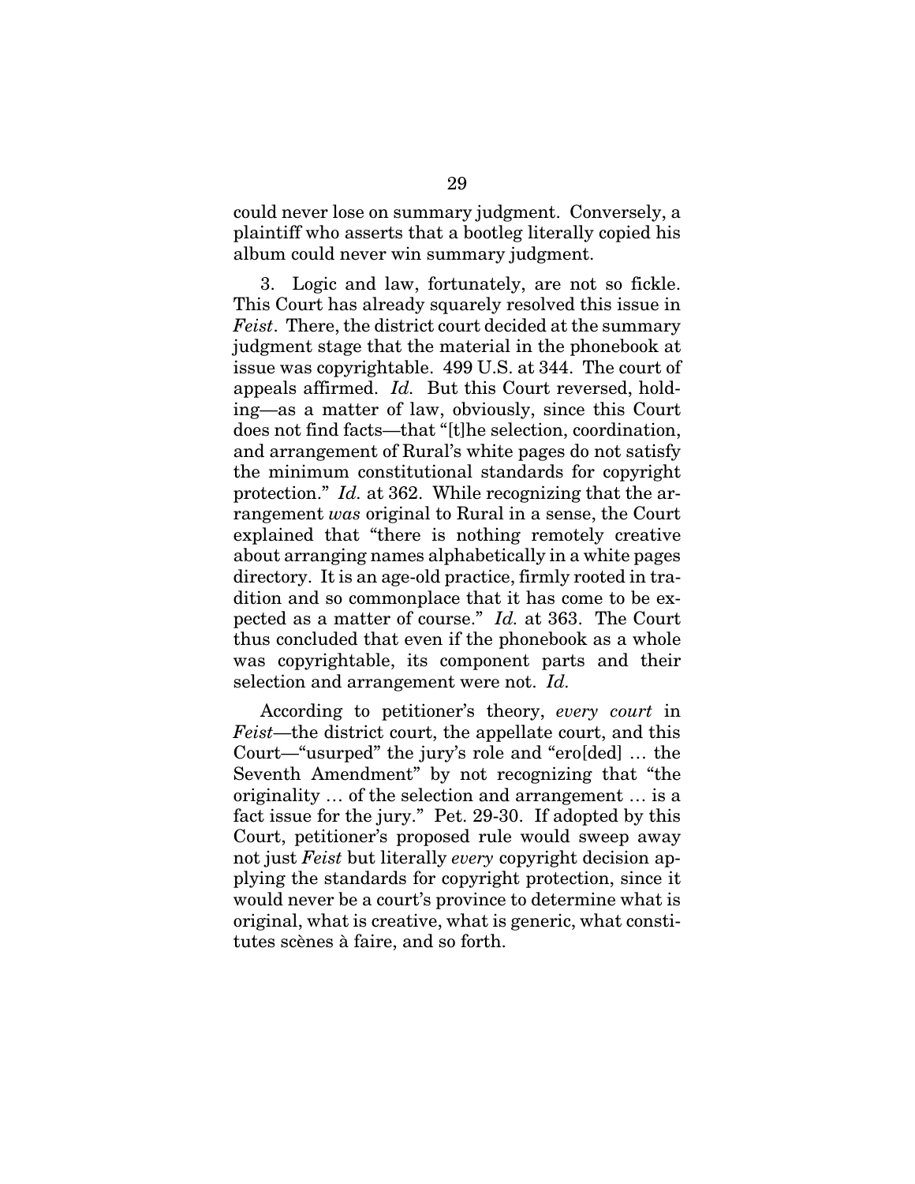could never lose on summary judgment. Conversely, a plaintiff who asserts that a bootleg literally copied his album could never win summary judgment.

3. Logic and law, fortunately, are not so fickle. This Court has already squarely resolved this issue in *Feist*. There, the district court decided at the summary judgment stage that the material in the phonebook at issue was copyrightable. 499 U.S. at 344. The court of appeals affirmed. *Id.* But this Court reversed, holding—as a matter of law, obviously, since this Court does not find facts—that "[t]he selection, coordination, and arrangement of Rural's white pages do not satisfy the minimum constitutional standards for copyright protection." *Id.* at 362. While recognizing that the arrangement *was* original to Rural in a sense, the Court explained that "there is nothing remotely creative about arranging names alphabetically in a white pages directory. It is an age-old practice, firmly rooted in tradition and so commonplace that it has come to be expected as a matter of course." *Id.* at 363. The Court thus concluded that even if the phonebook as a whole was copyrightable, its component parts and their selection and arrangement were not. *Id.*

According to petitioner's theory, *every court* in *Feist*—the district court, the appellate court, and this Court—"usurped" the jury's role and "ero[ded] … the Seventh Amendment" by not recognizing that "the originality … of the selection and arrangement … is a fact issue for the jury." Pet. 29-30. If adopted by this Court, petitioner's proposed rule would sweep away not just *Feist* but literally *every* copyright decision applying the standards for copyright protection, since it would never be a court's province to determine what is original, what is creative, what is generic, what constitutes scènes à faire, and so forth.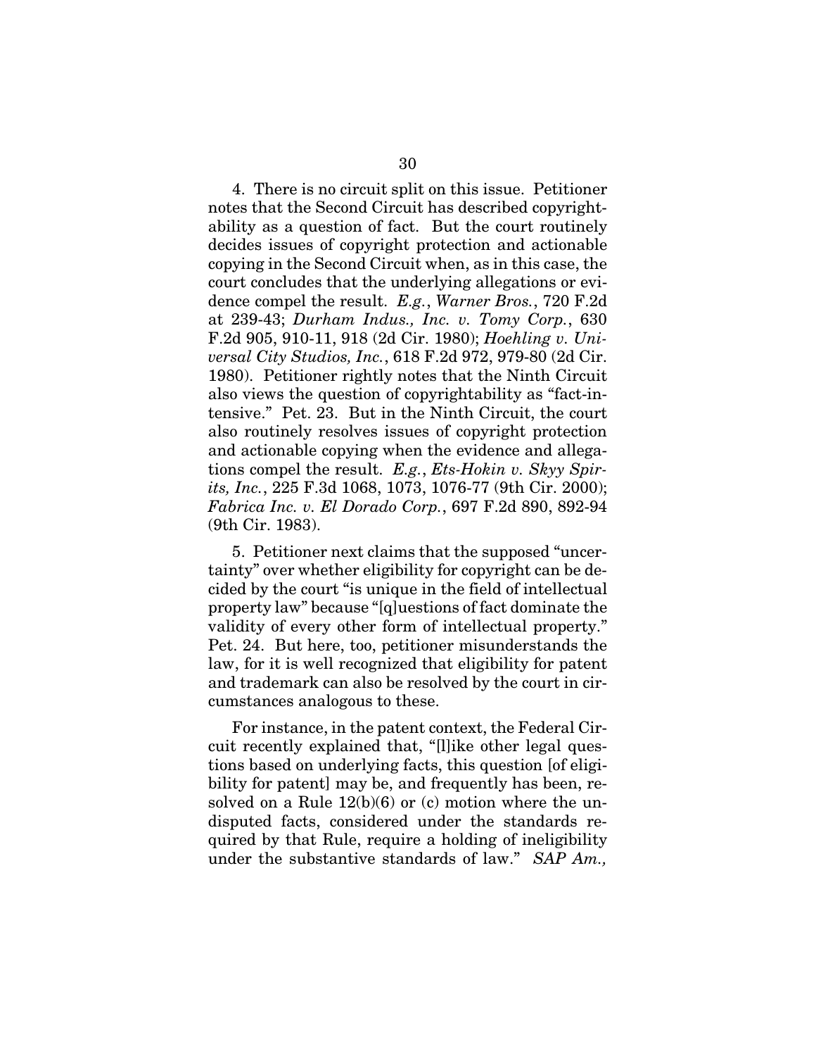4. There is no circuit split on this issue. Petitioner notes that the Second Circuit has described copyrightability as a question of fact. But the court routinely decides issues of copyright protection and actionable copying in the Second Circuit when, as in this case, the court concludes that the underlying allegations or evidence compel the result. *E.g.*, *Warner Bros.*, 720 F.2d at 239-43; *Durham Indus., Inc. v. Tomy Corp.*, 630 F.2d 905, 910-11, 918 (2d Cir. 1980); *Hoehling v. Universal City Studios, Inc.*, 618 F.2d 972, 979-80 (2d Cir. 1980). Petitioner rightly notes that the Ninth Circuit also views the question of copyrightability as "fact-intensive." Pet. 23. But in the Ninth Circuit, the court also routinely resolves issues of copyright protection and actionable copying when the evidence and allegations compel the result. *E.g.*, *Ets-Hokin v. Skyy Spirits, Inc.*, 225 F.3d 1068, 1073, 1076-77 (9th Cir. 2000); *Fabrica Inc. v. El Dorado Corp.*, 697 F.2d 890, 892-94 (9th Cir. 1983).

5. Petitioner next claims that the supposed "uncertainty" over whether eligibility for copyright can be decided by the court "is unique in the field of intellectual property law" because "[q]uestions of fact dominate the validity of every other form of intellectual property." Pet. 24. But here, too, petitioner misunderstands the law, for it is well recognized that eligibility for patent and trademark can also be resolved by the court in circumstances analogous to these.

For instance, in the patent context, the Federal Circuit recently explained that, "[l]ike other legal questions based on underlying facts, this question [of eligibility for patent] may be, and frequently has been, resolved on a Rule 12(b)(6) or (c) motion where the undisputed facts, considered under the standards required by that Rule, require a holding of ineligibility under the substantive standards of law." *SAP Am.,*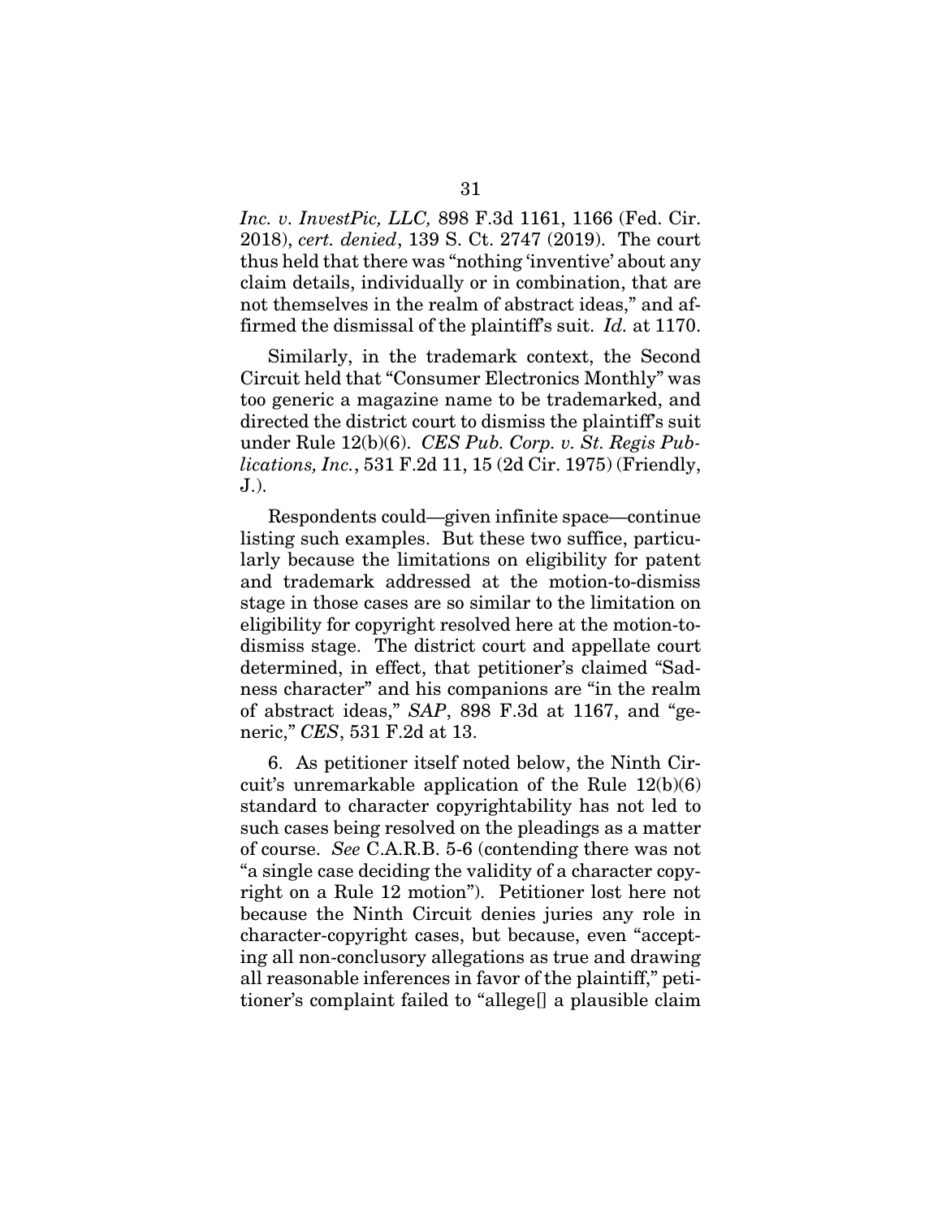*Inc. v. InvestPic, LLC,* 898 F.3d 1161, 1166 (Fed. Cir. 2018), *cert. denied*, 139 S. Ct. 2747 (2019). The court thus held that there was "nothing 'inventive' about any claim details, individually or in combination, that are not themselves in the realm of abstract ideas," and affirmed the dismissal of the plaintiff's suit. *Id.* at 1170.

Similarly, in the trademark context, the Second Circuit held that "Consumer Electronics Monthly" was too generic a magazine name to be trademarked, and directed the district court to dismiss the plaintiff's suit under Rule 12(b)(6). *CES Pub. Corp. v. St. Regis Publications, Inc.*, 531 F.2d 11, 15 (2d Cir. 1975) (Friendly, J.).

Respondents could—given infinite space—continue listing such examples. But these two suffice, particularly because the limitations on eligibility for patent and trademark addressed at the motion-to-dismiss stage in those cases are so similar to the limitation on eligibility for copyright resolved here at the motion-to-dismiss stage. The district court and appellate court determined, in effect, that petitioner's claimed "Sadness character" and his companions are "in the realm of abstract ideas," *SAP*, 898 F.3d at 1167, and "generic," *CES*, 531 F.2d at 13.

6. As petitioner itself noted below, the Ninth Circuit's unremarkable application of the Rule 12(b)(6) standard to character copyrightability has not led to such cases being resolved on the pleadings as a matter of course. *See* C.A.R.B. 5-6 (contending there was not "a single case deciding the validity of a character copyright on a Rule 12 motion"). Petitioner lost here not because the Ninth Circuit denies juries any role in character-copyright cases, but because, even "accepting all non-conclusory allegations as true and drawing all reasonable inferences in favor of the plaintiff," petitioner's complaint failed to "allege[] a plausible claim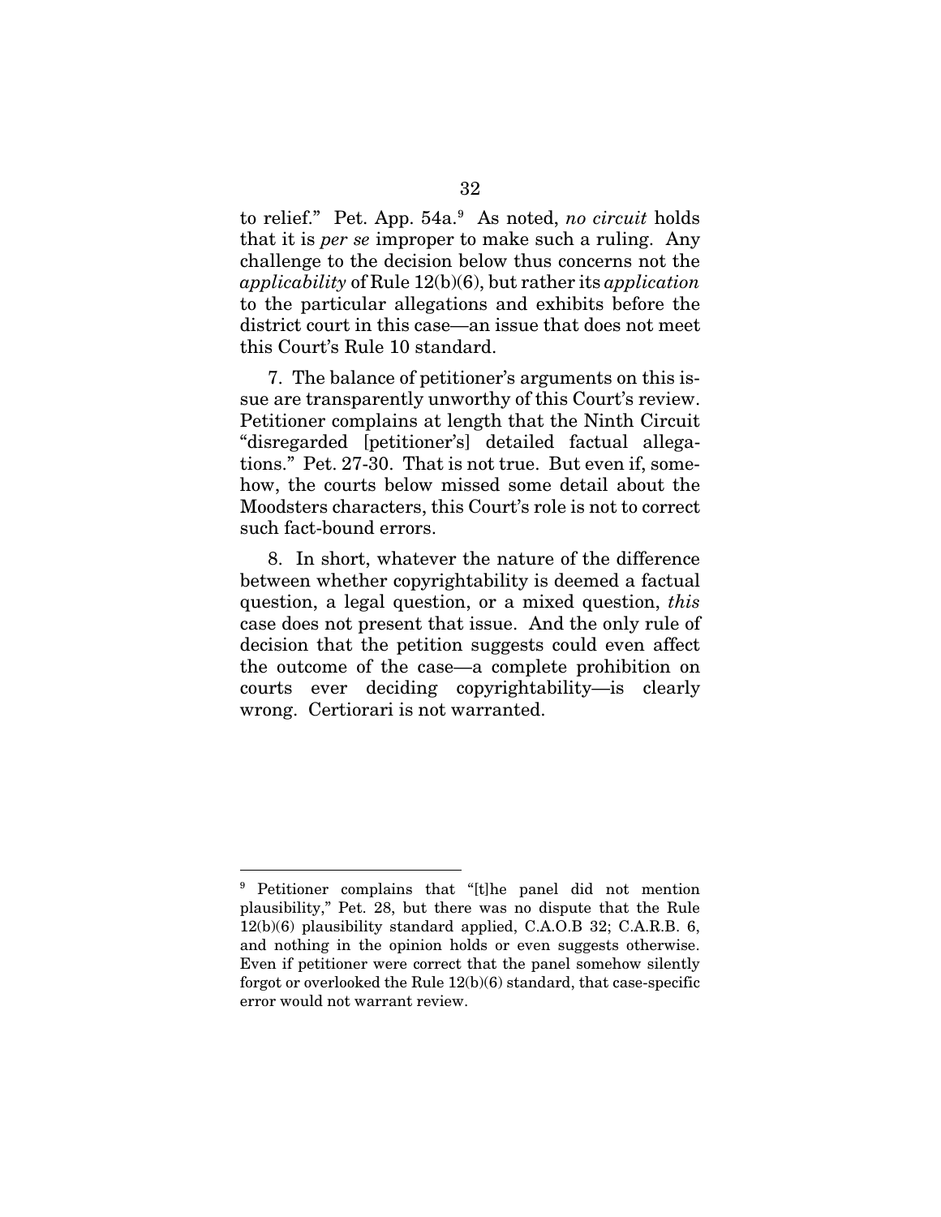to relief." Pet. App. 54a.[9] As noted, *no circuit* holds that it is *per se* improper to make such a ruling. Any challenge to the decision below thus concerns not the *applicability* of Rule 12(b)(6), but rather its *application* to the particular allegations and exhibits before the district court in this case—an issue that does not meet this Court's Rule 10 standard.

7. The balance of petitioner's arguments on this issue are transparently unworthy of this Court's review. Petitioner complains at length that the Ninth Circuit "disregarded [petitioner's] detailed factual allegations." Pet. 27-30. That is not true. But even if, somehow, the courts below missed some detail about the Moodsters characters, this Court's role is not to correct such fact-bound errors.

8. In short, whatever the nature of the difference between whether copyrightability is deemed a factual question, a legal question, or a mixed question, *this* case does not present that issue. And the only rule of decision that the petition suggests could even affect the outcome of the case—a complete prohibition on courts ever deciding copyrightability—is clearly wrong. Certiorari is not warranted.

---

[9] Petitioner complains that "[t]he panel did not mention plausibility," Pet. 28, but there was no dispute that the Rule 12(b)(6) plausibility standard applied, C.A.O.B 32; C.A.R.B. 6, and nothing in the opinion holds or even suggests otherwise. Even if petitioner were correct that the panel somehow silently forgot or overlooked the Rule 12(b)(6) standard, that case-specific error would not warrant review.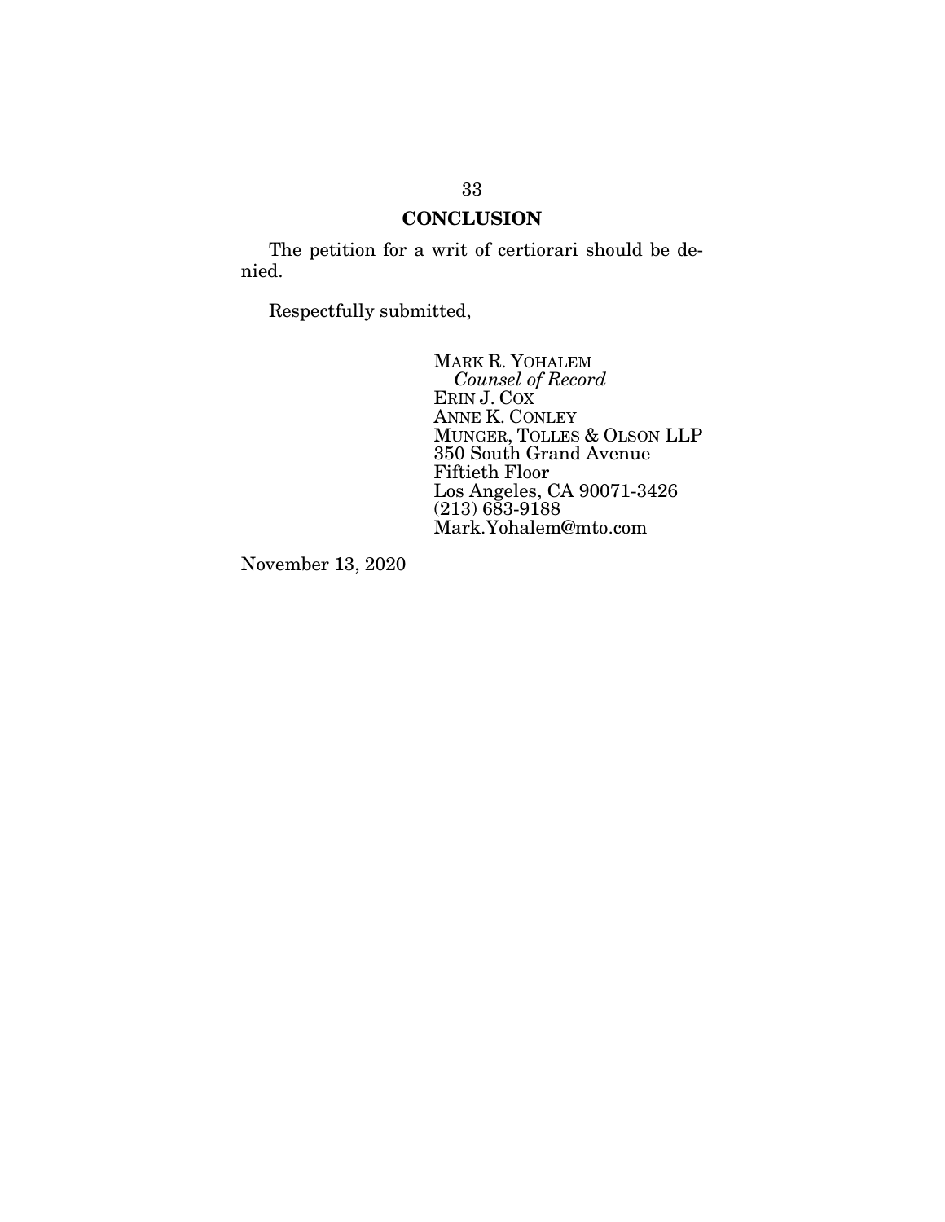## CONCLUSION

The petition for a writ of certiorari should be denied.

Respectfully submitted,

MARK R. YOHALEM
*Counsel of Record*
ERIN J. COX
ANNE K. CONLEY
MUNGER, TOLLES & OLSON LLP
350 South Grand Avenue
Fiftieth Floor
Los Angeles, CA 90071-3426
(213) 683-9188
Mark.Yohalem@mto.com

November 13, 2020